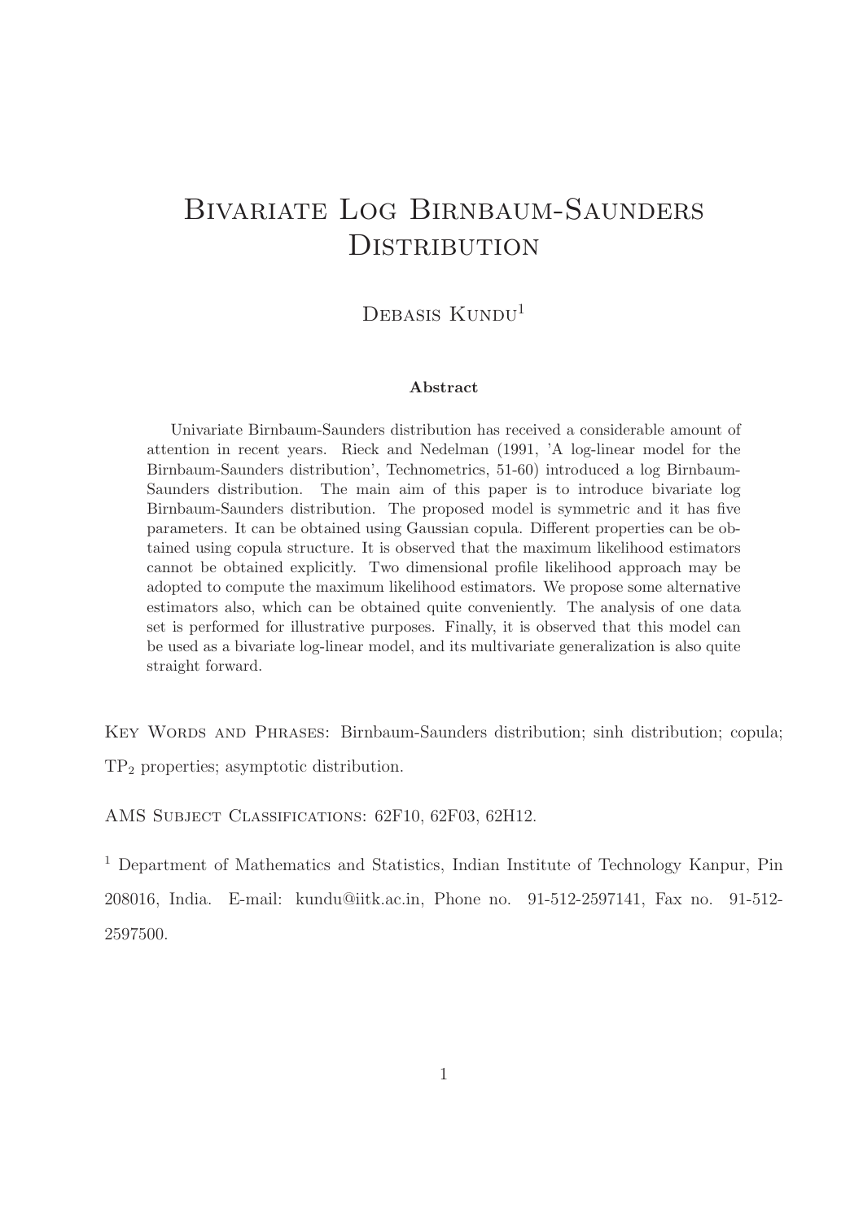# Bivariate Log Birnbaum-Saunders Distribution

Debasis Kundu[1]

### Abstract

Univariate Birnbaum-Saunders distribution has received a considerable amount of attention in recent years. Rieck and Nedelman (1991, 'A log-linear model for the Birnbaum-Saunders distribution', Technometrics, 51-60) introduced a log Birnbaum-Saunders distribution. The main aim of this paper is to introduce bivariate log Birnbaum-Saunders distribution. The proposed model is symmetric and it has five parameters. It can be obtained using Gaussian copula. Different properties can be obtained using copula structure. It is observed that the maximum likelihood estimators cannot be obtained explicitly. Two dimensional profile likelihood approach may be adopted to compute the maximum likelihood estimators. We propose some alternative estimators also, which can be obtained quite conveniently. The analysis of one data set is performed for illustrative purposes. Finally, it is observed that this model can be used as a bivariate log-linear model, and its multivariate generalization is also quite straight forward.

Key Words and Phrases: Birnbaum-Saunders distribution; sinh distribution; copula; $TP_2$ properties; asymptotic distribution.

AMS Subject Classifications: 62F10, 62F03, 62H12.

[1] Department of Mathematics and Statistics, Indian Institute of Technology Kanpur, Pin 208016, India. E-mail: kundu@iitk.ac.in, Phone no. 91-512-2597141, Fax no. 91-512-2597500.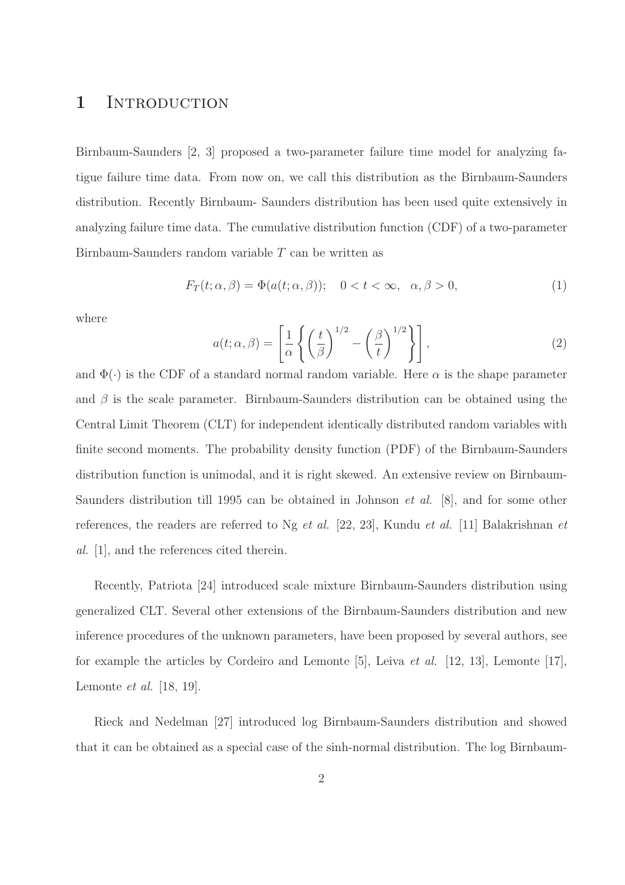# 1 Introduction

Birnbaum-Saunders [2, 3] proposed a two-parameter failure time model for analyzing fatigue failure time data. From now on, we call this distribution as the Birnbaum-Saunders distribution. Recently Birnbaum- Saunders distribution has been used quite extensively in analyzing failure time data. The cumulative distribution function (CDF) of a two-parameter Birnbaum-Saunders random variable $T$ can be written as

$$F_T(t;\alpha,\beta) = \Phi(a(t;\alpha,\beta)); \quad 0 < t < \infty, \quad \alpha,\beta > 0, \tag{1}$$

where

$$a(t;\alpha,\beta) = \left[\frac{1}{\alpha}\left\{\left(\frac{t}{\beta}\right)^{1/2} - \left(\frac{\beta}{t}\right)^{1/2}\right\}\right], \tag{2}$$

and $\Phi(\cdot)$ is the CDF of a standard normal random variable. Here $\alpha$ is the shape parameter and $\beta$ is the scale parameter. Birnbaum-Saunders distribution can be obtained using the Central Limit Theorem (CLT) for independent identically distributed random variables with finite second moments. The probability density function (PDF) of the Birnbaum-Saunders distribution function is unimodal, and it is right skewed. An extensive review on Birnbaum-Saunders distribution till 1995 can be obtained in Johnson *et al.* [8], and for some other references, the readers are referred to Ng *et al.* [22, 23], Kundu *et al.* [11] Balakrishnan *et al.* [1], and the references cited therein.

Recently, Patriota [24] introduced scale mixture Birnbaum-Saunders distribution using generalized CLT. Several other extensions of the Birnbaum-Saunders distribution and new inference procedures of the unknown parameters, have been proposed by several authors, see for example the articles by Cordeiro and Lemonte [5], Leiva *et al.* [12, 13], Lemonte [17], Lemonte *et al.* [18, 19].

Rieck and Nedelman [27] introduced log Birnbaum-Saunders distribution and showed that it can be obtained as a special case of the sinh-normal distribution. The log Birnbaum-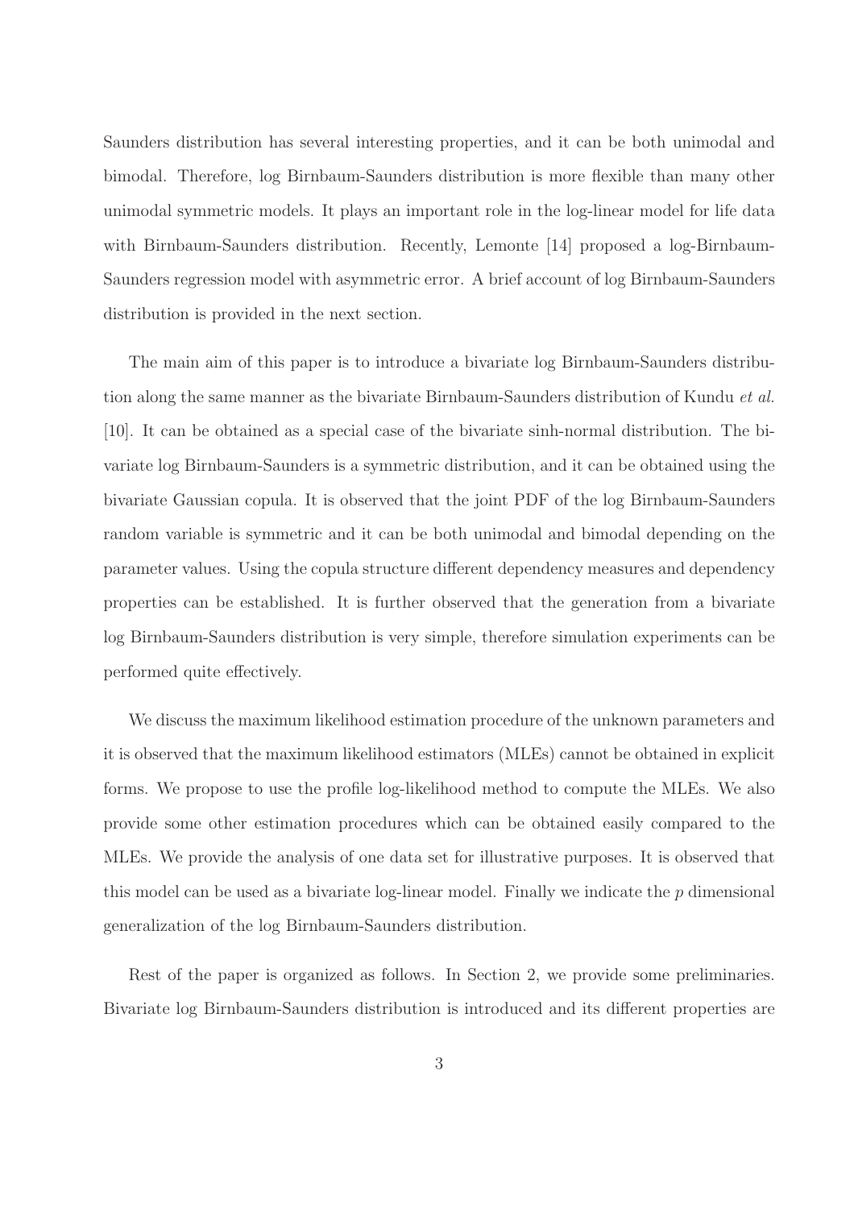Saunders distribution has several interesting properties, and it can be both unimodal and bimodal. Therefore, log Birnbaum-Saunders distribution is more flexible than many other unimodal symmetric models. It plays an important role in the log-linear model for life data with Birnbaum-Saunders distribution. Recently, Lemonte [14] proposed a log-Birnbaum-Saunders regression model with asymmetric error. A brief account of log Birnbaum-Saunders distribution is provided in the next section.

The main aim of this paper is to introduce a bivariate log Birnbaum-Saunders distribution along the same manner as the bivariate Birnbaum-Saunders distribution of Kundu *et al.* [10]. It can be obtained as a special case of the bivariate sinh-normal distribution. The bivariate log Birnbaum-Saunders is a symmetric distribution, and it can be obtained using the bivariate Gaussian copula. It is observed that the joint PDF of the log Birnbaum-Saunders random variable is symmetric and it can be both unimodal and bimodal depending on the parameter values. Using the copula structure different dependency measures and dependency properties can be established. It is further observed that the generation from a bivariate log Birnbaum-Saunders distribution is very simple, therefore simulation experiments can be performed quite effectively.

We discuss the maximum likelihood estimation procedure of the unknown parameters and it is observed that the maximum likelihood estimators (MLEs) cannot be obtained in explicit forms. We propose to use the profile log-likelihood method to compute the MLEs. We also provide some other estimation procedures which can be obtained easily compared to the MLEs. We provide the analysis of one data set for illustrative purposes. It is observed that this model can be used as a bivariate log-linear model. Finally we indicate the $p$ dimensional generalization of the log Birnbaum-Saunders distribution.

Rest of the paper is organized as follows. In Section 2, we provide some preliminaries. Bivariate log Birnbaum-Saunders distribution is introduced and its different properties are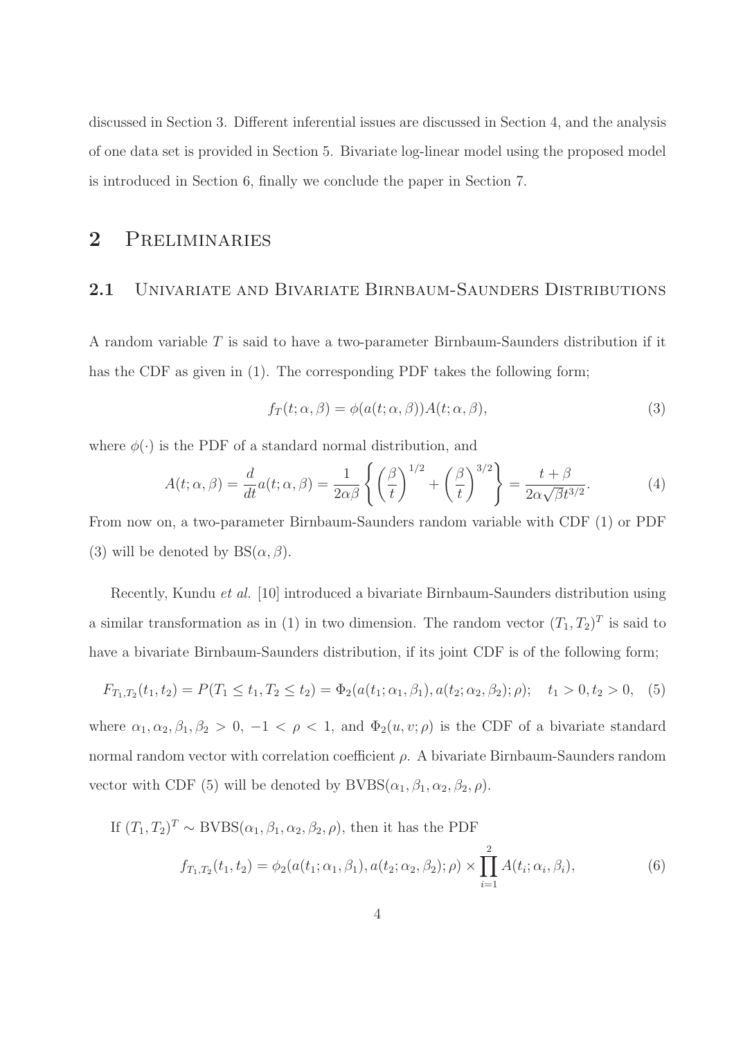discussed in Section 3. Different inferential issues are discussed in Section 4, and the analysis of one data set is provided in Section 5. Bivariate log-linear model using the proposed model is introduced in Section 6, finally we conclude the paper in Section 7.

## 2 Preliminaries

### 2.1 Univariate and Bivariate Birnbaum-Saunders Distributions

A random variable $T$ is said to have a two-parameter Birnbaum-Saunders distribution if it has the CDF as given in (1). The corresponding PDF takes the following form;

$$f_T(t;\alpha,\beta) = \phi(a(t;\alpha,\beta))A(t;\alpha,\beta), \tag{3}$$

where $\phi(\cdot)$ is the PDF of a standard normal distribution, and

$$A(t;\alpha,\beta) = \frac{d}{dt}a(t;\alpha,\beta) = \frac{1}{2\alpha\beta}\left\{\left(\frac{\beta}{t}\right)^{1/2} + \left(\frac{\beta}{t}\right)^{3/2}\right\} = \frac{t+\beta}{2\alpha\sqrt{\beta}t^{3/2}}. \tag{4}$$

From now on, a two-parameter Birnbaum-Saunders random variable with CDF (1) or PDF (3) will be denoted by $\text{BS}(\alpha,\beta)$.

Recently, Kundu *et al.* [10] introduced a bivariate Birnbaum-Saunders distribution using a similar transformation as in (1) in two dimension. The random vector $(T_1,T_2)^T$ is said to have a bivariate Birnbaum-Saunders distribution, if its joint CDF is of the following form;

$$F_{T_1,T_2}(t_1,t_2) = P(T_1 \le t_1, T_2 \le t_2) = \Phi_2(a(t_1;\alpha_1,\beta_1), a(t_2;\alpha_2,\beta_2);\rho); \quad t_1 > 0, t_2 > 0, \tag{5}$$

where $\alpha_1,\alpha_2,\beta_1,\beta_2 > 0$, $-1 < \rho < 1$, and $\Phi_2(u,v;\rho)$ is the CDF of a bivariate standard normal random vector with correlation coefficient $\rho$. A bivariate Birnbaum-Saunders random vector with CDF (5) will be denoted by $\text{BVBS}(\alpha_1,\beta_1,\alpha_2,\beta_2,\rho)$.

If $(T_1,T_2)^T \sim \text{BVBS}(\alpha_1,\beta_1,\alpha_2,\beta_2,\rho)$, then it has the PDF

$$f_{T_1,T_2}(t_1,t_2) = \phi_2(a(t_1;\alpha_1,\beta_1), a(t_2;\alpha_2,\beta_2);\rho) \times \prod_{i=1}^{2} A(t_i;\alpha_i,\beta_i), \tag{6}$$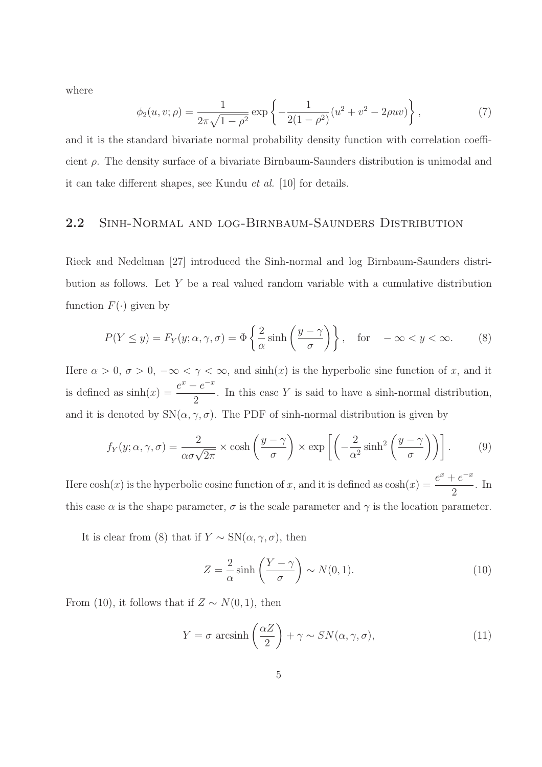where

$$\phi_2(u,v;\rho) = \frac{1}{2\pi\sqrt{1-\rho^2}} \exp\left\{-\frac{1}{2(1-\rho^2)}(u^2+v^2-2\rho uv)\right\}, \tag{7}$$

and it is the standard bivariate normal probability density function with correlation coefficient $\rho$. The density surface of a bivariate Birnbaum-Saunders distribution is unimodal and it can take different shapes, see Kundu *et al.* [10] for details.

## 2.2 Sinh-Normal and log-Birnbaum-Saunders Distribution

Rieck and Nedelman [27] introduced the Sinh-normal and log Birnbaum-Saunders distribution as follows. Let $Y$ be a real valued random variable with a cumulative distribution function $F(\cdot)$ given by

$$P(Y \le y) = F_Y(y;\alpha,\gamma,\sigma) = \Phi\left\{\frac{2}{\alpha}\sinh\left(\frac{y-\gamma}{\sigma}\right)\right\}, \quad \text{for} \quad -\infty < y < \infty. \tag{8}$$

Here $\alpha > 0$, $\sigma > 0$, $-\infty < \gamma < \infty$, and $\sinh(x)$ is the hyperbolic sine function of $x$, and it is defined as $\sinh(x) = \dfrac{e^x - e^{-x}}{2}$. In this case $Y$ is said to have a sinh-normal distribution, and it is denoted by $\text{SN}(\alpha,\gamma,\sigma)$. The PDF of sinh-normal distribution is given by

$$f_Y(y;\alpha,\gamma,\sigma) = \frac{2}{\alpha\sigma\sqrt{2\pi}} \times \cosh\left(\frac{y-\gamma}{\sigma}\right) \times \exp\left[\left(-\frac{2}{\alpha^2}\sinh^2\left(\frac{y-\gamma}{\sigma}\right)\right)\right]. \tag{9}$$

Here $\cosh(x)$ is the hyperbolic cosine function of $x$, and it is defined as $\cosh(x) = \dfrac{e^x + e^{-x}}{2}$. In this case $\alpha$ is the shape parameter, $\sigma$ is the scale parameter and $\gamma$ is the location parameter.

It is clear from (8) that if $Y \sim \text{SN}(\alpha,\gamma,\sigma)$, then

$$Z = \frac{2}{\alpha}\sinh\left(\frac{Y-\gamma}{\sigma}\right) \sim N(0,1). \tag{10}$$

From (10), it follows that if $Z \sim N(0,1)$, then

$$Y = \sigma \ \text{arcsinh}\left(\frac{\alpha Z}{2}\right) + \gamma \sim SN(\alpha,\gamma,\sigma), \tag{11}$$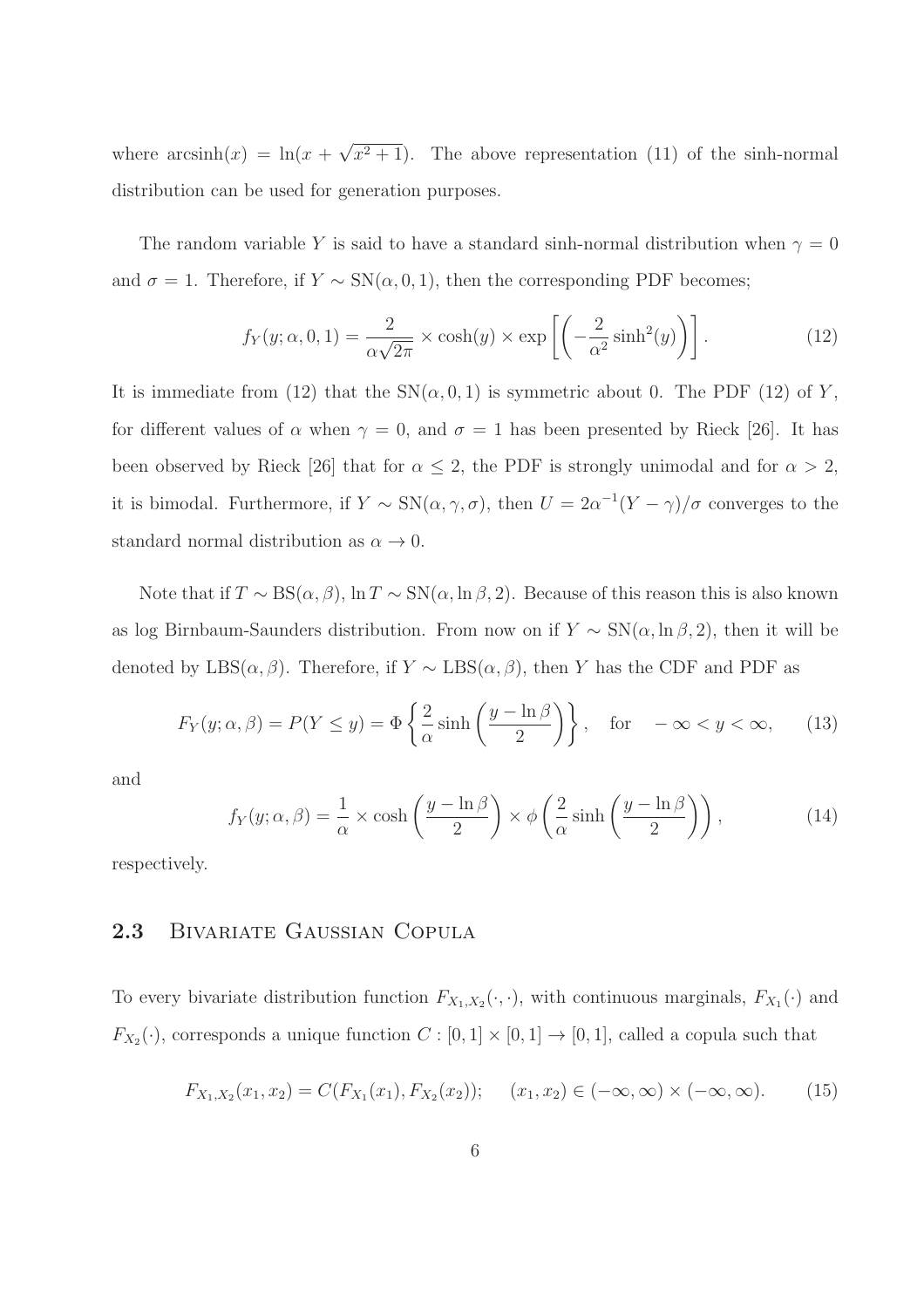where $\operatorname{arcsinh}(x) = \ln(x + \sqrt{x^2+1})$. The above representation (11) of the sinh-normal distribution can be used for generation purposes.

The random variable $Y$ is said to have a standard sinh-normal distribution when $\gamma = 0$ and $\sigma = 1$. Therefore, if $Y \sim \text{SN}(\alpha, 0, 1)$, then the corresponding PDF becomes;

$$f_Y(y; \alpha, 0, 1) = \frac{2}{\alpha\sqrt{2\pi}} \times \cosh(y) \times \exp\left[\left(-\frac{2}{\alpha^2}\sinh^2(y)\right)\right]. \tag{12}$$

It is immediate from (12) that the $\text{SN}(\alpha, 0, 1)$ is symmetric about 0. The PDF (12) of $Y$, for different values of $\alpha$ when $\gamma = 0$, and $\sigma = 1$ has been presented by Rieck [26]. It has been observed by Rieck [26] that for $\alpha \leq 2$, the PDF is strongly unimodal and for $\alpha > 2$, it is bimodal. Furthermore, if $Y \sim \text{SN}(\alpha, \gamma, \sigma)$, then $U = 2\alpha^{-1}(Y - \gamma)/\sigma$ converges to the standard normal distribution as $\alpha \to 0$.

Note that if $T \sim \text{BS}(\alpha, \beta)$, $\ln T \sim \text{SN}(\alpha, \ln\beta, 2)$. Because of this reason this is also known as log Birnbaum-Saunders distribution. From now on if $Y \sim \text{SN}(\alpha, \ln\beta, 2)$, then it will be denoted by $\text{LBS}(\alpha, \beta)$. Therefore, if $Y \sim \text{LBS}(\alpha, \beta)$, then $Y$ has the CDF and PDF as

$$F_Y(y; \alpha, \beta) = P(Y \leq y) = \Phi\left\{\frac{2}{\alpha}\sinh\left(\frac{y - \ln\beta}{2}\right)\right\}, \quad \text{for} \quad -\infty < y < \infty, \tag{13}$$

and

$$f_Y(y; \alpha, \beta) = \frac{1}{\alpha} \times \cosh\left(\frac{y - \ln\beta}{2}\right) \times \phi\left(\frac{2}{\alpha}\sinh\left(\frac{y - \ln\beta}{2}\right)\right), \tag{14}$$

respectively.

## 2.3 Bivariate Gaussian Copula

To every bivariate distribution function $F_{X_1,X_2}(\cdot,\cdot)$, with continuous marginals, $F_{X_1}(\cdot)$ and $F_{X_2}(\cdot)$, corresponds a unique function $C : [0,1] \times [0,1] \to [0,1]$, called a copula such that

$$F_{X_1,X_2}(x_1, x_2) = C(F_{X_1}(x_1), F_{X_2}(x_2)); \quad (x_1, x_2) \in (-\infty, \infty) \times (-\infty, \infty). \tag{15}$$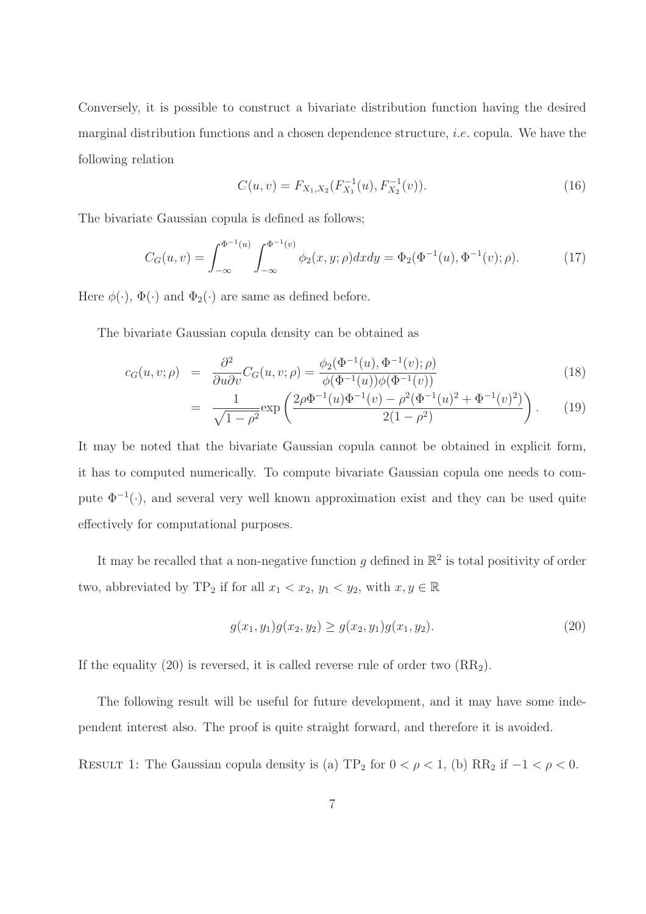Conversely, it is possible to construct a bivariate distribution function having the desired marginal distribution functions and a chosen dependence structure, *i.e.* copula. We have the following relation

$$C(u,v) = F_{X_1,X_2}(F_{X_1}^{-1}(u), F_{X_2}^{-1}(v)). \tag{16}$$

The bivariate Gaussian copula is defined as follows;

$$C_G(u,v) = \int_{-\infty}^{\Phi^{-1}(u)} \int_{-\infty}^{\Phi^{-1}(v)} \phi_2(x,y;\rho)dxdy = \Phi_2(\Phi^{-1}(u), \Phi^{-1}(v); \rho). \tag{17}$$

Here $\phi(\cdot)$, $\Phi(\cdot)$ and $\Phi_2(\cdot)$ are same as defined before.

The bivariate Gaussian copula density can be obtained as

$$\begin{aligned} c_G(u,v;\rho) &= \frac{\partial^2}{\partial u \partial v} C_G(u,v;\rho) = \frac{\phi_2(\Phi^{-1}(u), \Phi^{-1}(v); \rho)}{\phi(\Phi^{-1}(u))\phi(\Phi^{-1}(v))} & (18) \\ &= \frac{1}{\sqrt{1-\rho^2}} \exp\left( \frac{2\rho\Phi^{-1}(u)\Phi^{-1}(v) - \rho^2(\Phi^{-1}(u)^2 + \Phi^{-1}(v)^2)}{2(1-\rho^2)} \right). & (19) \end{aligned}$$

It may be noted that the bivariate Gaussian copula cannot be obtained in explicit form, it has to computed numerically. To compute bivariate Gaussian copula one needs to compute $\Phi^{-1}(\cdot)$, and several very well known approximation exist and they can be used quite effectively for computational purposes.

It may be recalled that a non-negative function $g$ defined in $\mathbb{R}^2$ is total positivity of order two, abbreviated by $\text{TP}_2$ if for all $x_1 < x_2$, $y_1 < y_2$, with $x, y \in \mathbb{R}$

$$g(x_1, y_1)g(x_2, y_2) \geq g(x_2, y_1)g(x_1, y_2). \tag{20}$$

If the equality (20) is reversed, it is called reverse rule of order two ($\text{RR}_2$).

The following result will be useful for future development, and it may have some independent interest also. The proof is quite straight forward, and therefore it is avoided.

RESULT 1: The Gaussian copula density is (a) $\text{TP}_2$ for $0 < \rho < 1$, (b) $\text{RR}_2$ if $-1 < \rho < 0$.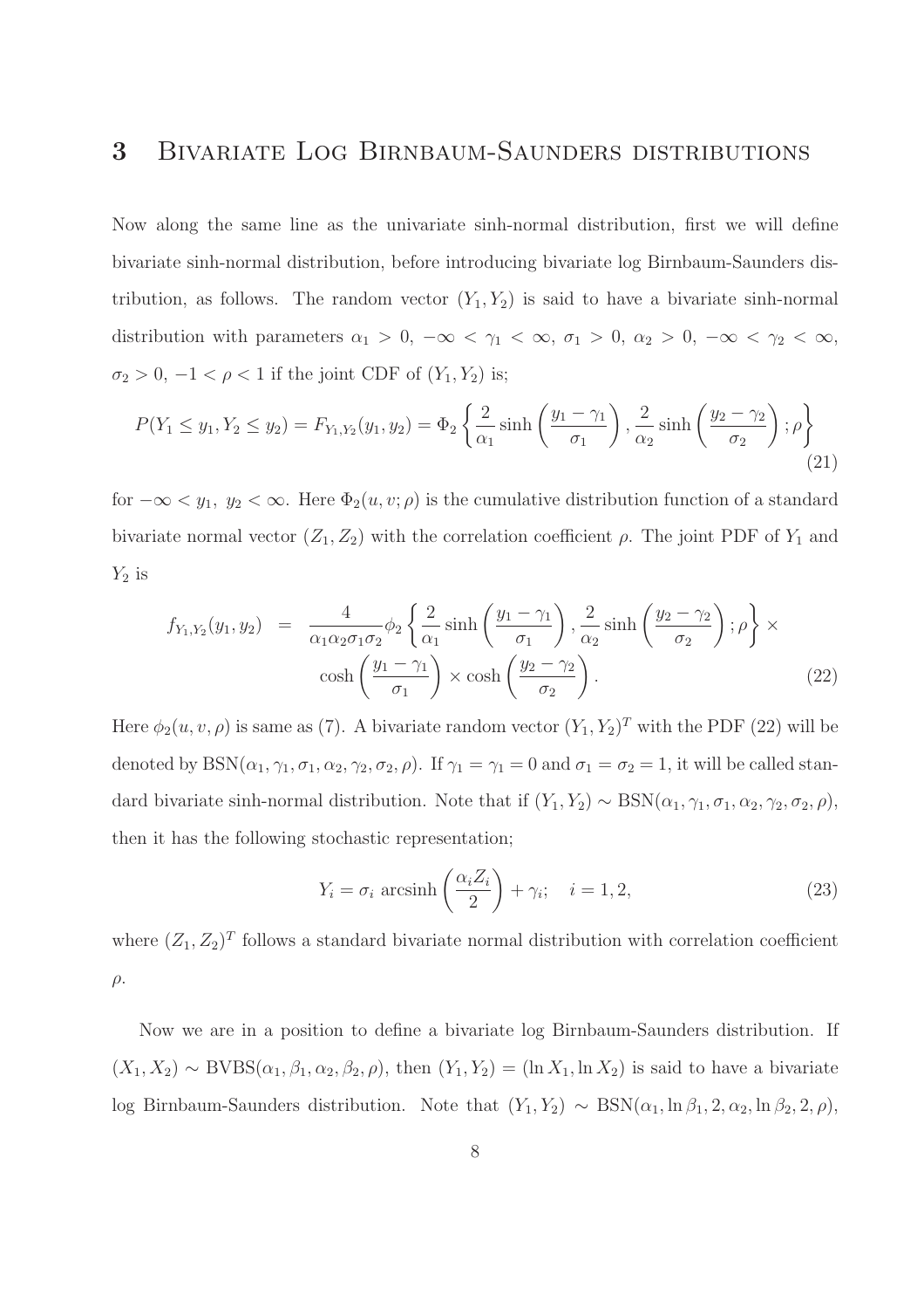# 3 Bivariate Log Birnbaum-Saunders distributions

Now along the same line as the univariate sinh-normal distribution, first we will define bivariate sinh-normal distribution, before introducing bivariate log Birnbaum-Saunders distribution, as follows. The random vector $(Y_1, Y_2)$ is said to have a bivariate sinh-normal distribution with parameters $\alpha_1 > 0$, $-\infty < \gamma_1 < \infty$, $\sigma_1 > 0$, $\alpha_2 > 0$, $-\infty < \gamma_2 < \infty$, $\sigma_2 > 0$, $-1 < \rho < 1$ if the joint CDF of $(Y_1, Y_2)$ is;

$$P(Y_1 \le y_1, Y_2 \le y_2) = F_{Y_1,Y_2}(y_1, y_2) = \Phi_2 \left\{ \frac{2}{\alpha_1} \sinh\left(\frac{y_1 - \gamma_1}{\sigma_1}\right), \frac{2}{\alpha_2} \sinh\left(\frac{y_2 - \gamma_2}{\sigma_2}\right); \rho \right\} \tag{21}$$

for $-\infty < y_1,\ y_2 < \infty$. Here $\Phi_2(u, v; \rho)$ is the cumulative distribution function of a standard bivariate normal vector $(Z_1, Z_2)$ with the correlation coefficient $\rho$. The joint PDF of $Y_1$ and $Y_2$ is

$$\begin{aligned} f_{Y_1,Y_2}(y_1, y_2) &= \frac{4}{\alpha_1 \alpha_2 \sigma_1 \sigma_2} \phi_2 \left\{ \frac{2}{\alpha_1} \sinh\left(\frac{y_1 - \gamma_1}{\sigma_1}\right), \frac{2}{\alpha_2} \sinh\left(\frac{y_2 - \gamma_2}{\sigma_2}\right); \rho \right\} \times \\ & \quad \cosh\left(\frac{y_1 - \gamma_1}{\sigma_1}\right) \times \cosh\left(\frac{y_2 - \gamma_2}{\sigma_2}\right). \end{aligned} \tag{22}$$

Here $\phi_2(u, v, \rho)$ is same as (7). A bivariate random vector $(Y_1, Y_2)^T$ with the PDF (22) will be denoted by $\text{BSN}(\alpha_1, \gamma_1, \sigma_1, \alpha_2, \gamma_2, \sigma_2, \rho)$. If $\gamma_1 = \gamma_1 = 0$ and $\sigma_1 = \sigma_2 = 1$, it will be called standard bivariate sinh-normal distribution. Note that if $(Y_1, Y_2) \sim \text{BSN}(\alpha_1, \gamma_1, \sigma_1, \alpha_2, \gamma_2, \sigma_2, \rho)$, then it has the following stochastic representation;

$$Y_i = \sigma_i \ \text{arcsinh}\left(\frac{\alpha_i Z_i}{2}\right) + \gamma_i; \quad i = 1, 2, \tag{23}$$

where $(Z_1, Z_2)^T$ follows a standard bivariate normal distribution with correlation coefficient $\rho$.

Now we are in a position to define a bivariate log Birnbaum-Saunders distribution. If $(X_1, X_2) \sim \text{BVBS}(\alpha_1, \beta_1, \alpha_2, \beta_2, \rho)$, then $(Y_1, Y_2) = (\ln X_1, \ln X_2)$ is said to have a bivariate log Birnbaum-Saunders distribution. Note that $(Y_1, Y_2) \sim \text{BSN}(\alpha_1, \ln \beta_1, 2, \alpha_2, \ln \beta_2, 2, \rho)$,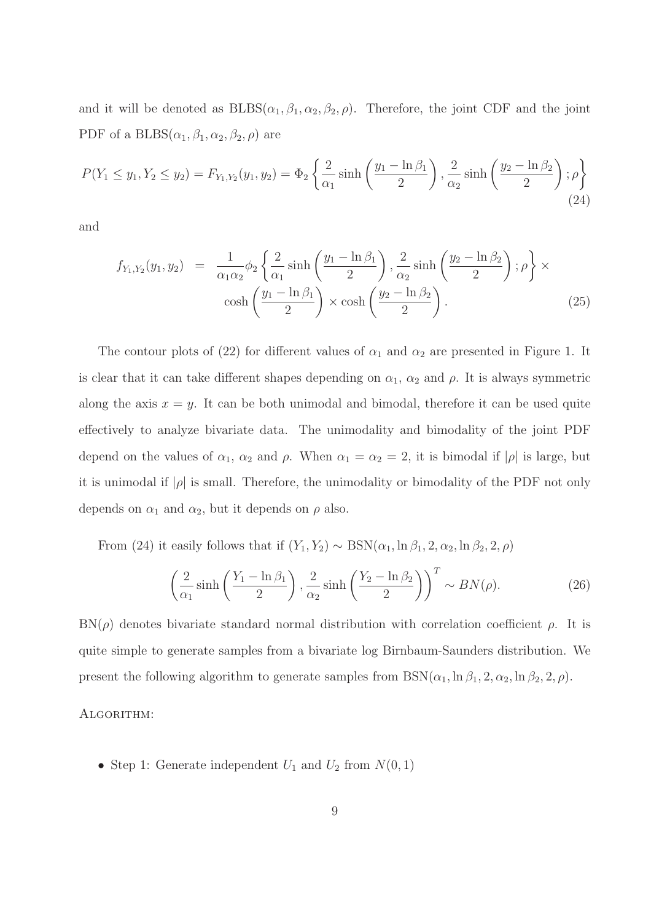and it will be denoted as BLBS$(\alpha_1, \beta_1, \alpha_2, \beta_2, \rho)$. Therefore, the joint CDF and the joint PDF of a BLBS$(\alpha_1, \beta_1, \alpha_2, \beta_2, \rho)$ are

$$P(Y_1 \leq y_1, Y_2 \leq y_2) = F_{Y_1,Y_2}(y_1, y_2) = \Phi_2 \left\{ \frac{2}{\alpha_1} \sinh\left( \frac{y_1 - \ln \beta_1}{2} \right), \frac{2}{\alpha_2} \sinh\left( \frac{y_2 - \ln \beta_2}{2} \right); \rho \right\} \tag{24}$$

and

$$\begin{aligned} f_{Y_1,Y_2}(y_1, y_2) &= \frac{1}{\alpha_1 \alpha_2} \phi_2 \left\{ \frac{2}{\alpha_1} \sinh\left( \frac{y_1 - \ln \beta_1}{2} \right), \frac{2}{\alpha_2} \sinh\left( \frac{y_2 - \ln \beta_2}{2} \right); \rho \right\} \times \\ & \quad \cosh\left( \frac{y_1 - \ln \beta_1}{2} \right) \times \cosh\left( \frac{y_2 - \ln \beta_2}{2} \right). \end{aligned} \tag{25}$$

The contour plots of (22) for different values of $\alpha_1$ and $\alpha_2$ are presented in Figure 1. It is clear that it can take different shapes depending on $\alpha_1$, $\alpha_2$ and $\rho$. It is always symmetric along the axis $x = y$. It can be both unimodal and bimodal, therefore it can be used quite effectively to analyze bivariate data. The unimodality and bimodality of the joint PDF depend on the values of $\alpha_1$, $\alpha_2$ and $\rho$. When $\alpha_1 = \alpha_2 = 2$, it is bimodal if $|\rho|$ is large, but it is unimodal if $|\rho|$ is small. Therefore, the unimodality or bimodality of the PDF not only depends on $\alpha_1$ and $\alpha_2$, but it depends on $\rho$ also.

From (24) it easily follows that if $(Y_1, Y_2) \sim \text{BSN}(\alpha_1, \ln \beta_1, 2, \alpha_2, \ln \beta_2, 2, \rho)$

$$\left( \frac{2}{\alpha_1} \sinh\left( \frac{Y_1 - \ln \beta_1}{2} \right), \frac{2}{\alpha_2} \sinh\left( \frac{Y_2 - \ln \beta_2}{2} \right) \right)^T \sim BN(\rho). \tag{26}$$

BN$(\rho)$ denotes bivariate standard normal distribution with correlation coefficient $\rho$. It is quite simple to generate samples from a bivariate log Birnbaum-Saunders distribution. We present the following algorithm to generate samples from BSN$(\alpha_1, \ln \beta_1, 2, \alpha_2, \ln \beta_2, 2, \rho)$.

Algorithm:

- Step 1: Generate independent $U_1$ and $U_2$ from $N(0, 1)$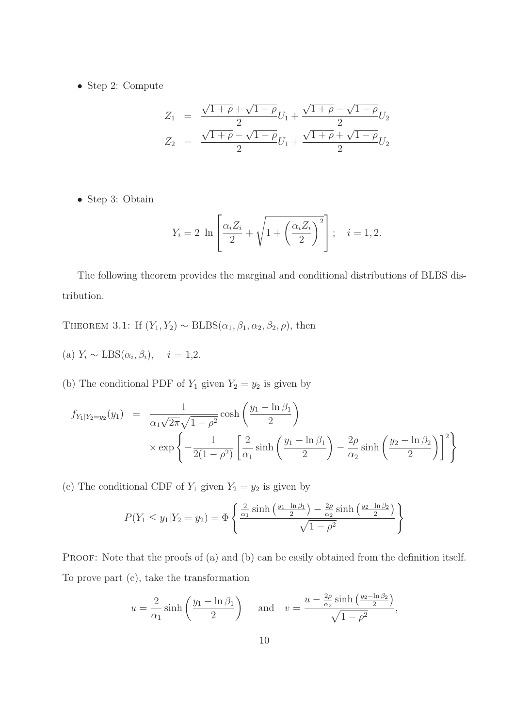- Step 2: Compute

$$
\begin{aligned}
Z_1 &= \frac{\sqrt{1+\rho}+\sqrt{1-\rho}}{2}U_1 + \frac{\sqrt{1+\rho}-\sqrt{1-\rho}}{2}U_2 \\
Z_2 &= \frac{\sqrt{1+\rho}-\sqrt{1-\rho}}{2}U_1 + \frac{\sqrt{1+\rho}+\sqrt{1-\rho}}{2}U_2
\end{aligned}
$$

- Step 3: Obtain

$$
Y_i = 2\ \ln\left[\frac{\alpha_i Z_i}{2} + \sqrt{1+\left(\frac{\alpha_i Z_i}{2}\right)^2}\right]; \quad i = 1, 2.
$$

The following theorem provides the marginal and conditional distributions of BLBS distribution.

THEOREM 3.1: If $(Y_1, Y_2) \sim \text{BLBS}(\alpha_1, \beta_1, \alpha_2, \beta_2, \rho)$, then

(a) $Y_i \sim \text{LBS}(\alpha_i, \beta_i), \quad i = 1,2.$

(b) The conditional PDF of $Y_1$ given $Y_2 = y_2$ is given by

$$
\begin{aligned}
f_{Y_1|Y_2=y_2}(y_1) &= \frac{1}{\alpha_1\sqrt{2\pi}\sqrt{1-\rho^2}}\cosh\left(\frac{y_1-\ln\beta_1}{2}\right) \\
&\quad \times \exp\left\{-\frac{1}{2(1-\rho^2)}\left[\frac{2}{\alpha_1}\sinh\left(\frac{y_1-\ln\beta_1}{2}\right) - \frac{2\rho}{\alpha_2}\sinh\left(\frac{y_2-\ln\beta_2}{2}\right)\right]^2\right\}
\end{aligned}
$$

(c) The conditional CDF of $Y_1$ given $Y_2 = y_2$ is given by

$$
P(Y_1 \le y_1 | Y_2 = y_2) = \Phi\left\{\frac{\frac{2}{\alpha_1}\sinh\left(\frac{y_1-\ln\beta_1}{2}\right) - \frac{2\rho}{\alpha_2}\sinh\left(\frac{y_2-\ln\beta_2}{2}\right)}{\sqrt{1-\rho^2}}\right\}
$$

PROOF: Note that the proofs of (a) and (b) can be easily obtained from the definition itself. To prove part (c), take the transformation

$$
u = \frac{2}{\alpha_1}\sinh\left(\frac{y_1-\ln\beta_1}{2}\right) \quad \text{and} \quad v = \frac{u - \frac{2\rho}{\alpha_2}\sinh\left(\frac{y_2-\ln\beta_2}{2}\right)}{\sqrt{1-\rho^2}},
$$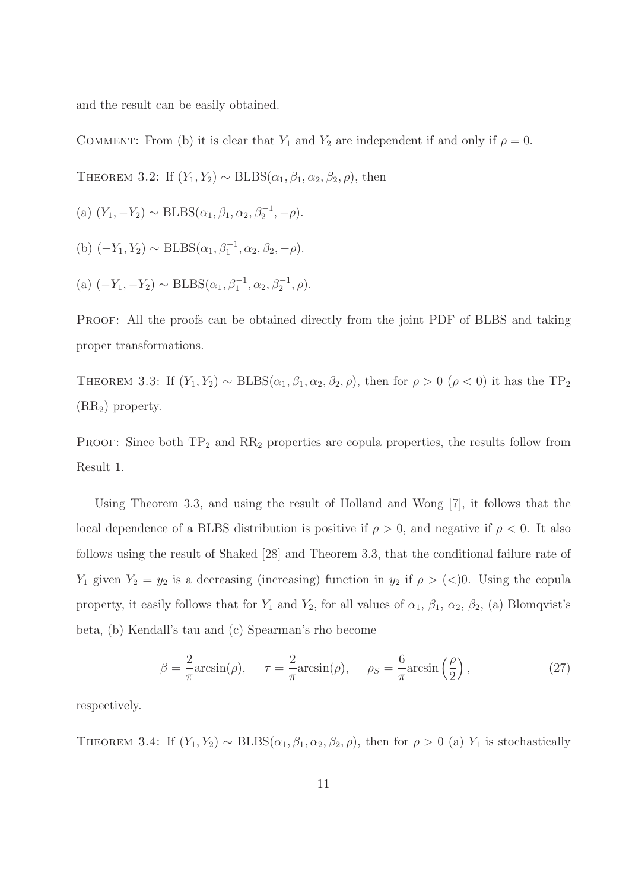and the result can be easily obtained.

COMMENT: From (b) it is clear that $Y_1$ and $Y_2$ are independent if and only if $\rho = 0$.

THEOREM 3.2: If $(Y_1, Y_2) \sim \text{BLBS}(\alpha_1, \beta_1, \alpha_2, \beta_2, \rho)$, then

(a) $(Y_1, -Y_2) \sim \text{BLBS}(\alpha_1, \beta_1, \alpha_2, \beta_2^{-1}, -\rho)$.

(b) $(-Y_1, Y_2) \sim \text{BLBS}(\alpha_1, \beta_1^{-1}, \alpha_2, \beta_2, -\rho)$.

(a) $(-Y_1, -Y_2) \sim \text{BLBS}(\alpha_1, \beta_1^{-1}, \alpha_2, \beta_2^{-1}, \rho)$.

PROOF: All the proofs can be obtained directly from the joint PDF of BLBS and taking proper transformations.

THEOREM 3.3: If $(Y_1, Y_2) \sim \text{BLBS}(\alpha_1, \beta_1, \alpha_2, \beta_2, \rho)$, then for $\rho > 0$ ($\rho < 0$) it has the $\text{TP}_2$ ($\text{RR}_2$) property.

PROOF: Since both $\text{TP}_2$ and $\text{RR}_2$ properties are copula properties, the results follow from Result 1.

Using Theorem 3.3, and using the result of Holland and Wong [7], it follows that the local dependence of a BLBS distribution is positive if $\rho > 0$, and negative if $\rho < 0$. It also follows using the result of Shaked [28] and Theorem 3.3, that the conditional failure rate of $Y_1$ given $Y_2 = y_2$ is a decreasing (increasing) function in $y_2$ if $\rho > (<) 0$. Using the copula property, it easily follows that for $Y_1$ and $Y_2$, for all values of $\alpha_1$, $\beta_1$, $\alpha_2$, $\beta_2$, (a) Blomqvist's beta, (b) Kendall's tau and (c) Spearman's rho become

$$\beta = \frac{2}{\pi}\arcsin(\rho), \quad \tau = \frac{2}{\pi}\arcsin(\rho), \quad \rho_S = \frac{6}{\pi}\arcsin\left(\frac{\rho}{2}\right), \tag{27}$$

respectively.

THEOREM 3.4: If $(Y_1, Y_2) \sim \text{BLBS}(\alpha_1, \beta_1, \alpha_2, \beta_2, \rho)$, then for $\rho > 0$ (a) $Y_1$ is stochastically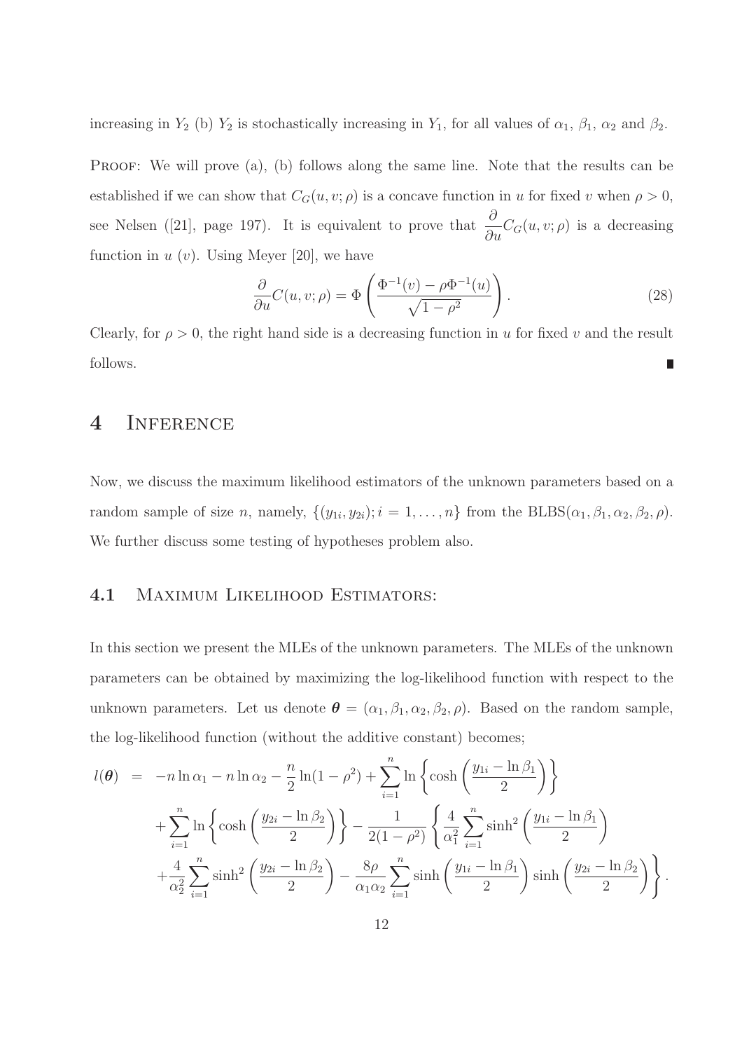increasing in $Y_2$ (b) $Y_2$ is stochastically increasing in $Y_1$, for all values of $\alpha_1$, $\beta_1$, $\alpha_2$ and $\beta_2$.

PROOF: We will prove (a), (b) follows along the same line. Note that the results can be established if we can show that $C_G(u, v; \rho)$ is a concave function in $u$ for fixed $v$ when $\rho > 0$, see Nelsen ([21], page 197). It is equivalent to prove that $\frac{\partial}{\partial u} C_G(u, v; \rho)$ is a decreasing function in $u$ ($v$). Using Meyer [20], we have

$$\frac{\partial}{\partial u} C(u, v; \rho) = \Phi\left(\frac{\Phi^{-1}(v) - \rho \Phi^{-1}(u)}{\sqrt{1 - \rho^2}}\right). \tag{28}$$

Clearly, for $\rho > 0$, the right hand side is a decreasing function in $u$ for fixed $v$ and the result follows. ∎

# 4 Inference

Now, we discuss the maximum likelihood estimators of the unknown parameters based on a random sample of size $n$, namely, $\{(y_{1i}, y_{2i}); i = 1, \ldots, n\}$ from the BLBS$(\alpha_1, \beta_1, \alpha_2, \beta_2, \rho)$. We further discuss some testing of hypotheses problem also.

## 4.1 Maximum Likelihood Estimators:

In this section we present the MLEs of the unknown parameters. The MLEs of the unknown parameters can be obtained by maximizing the log-likelihood function with respect to the unknown parameters. Let us denote $\boldsymbol{\theta} = (\alpha_1, \beta_1, \alpha_2, \beta_2, \rho)$. Based on the random sample, the log-likelihood function (without the additive constant) becomes;

$$\begin{aligned}
l(\boldsymbol{\theta}) &= -n \ln \alpha_1 - n \ln \alpha_2 - \frac{n}{2} \ln(1 - \rho^2) + \sum_{i=1}^{n} \ln \left\{\cosh\left(\frac{y_{1i} - \ln \beta_1}{2}\right)\right\} \\
&\quad + \sum_{i=1}^{n} \ln \left\{\cosh\left(\frac{y_{2i} - \ln \beta_2}{2}\right)\right\} - \frac{1}{2(1 - \rho^2)} \left\{\frac{4}{\alpha_1^2} \sum_{i=1}^{n} \sinh^2\left(\frac{y_{1i} - \ln \beta_1}{2}\right)\right. \\
&\quad \left. + \frac{4}{\alpha_2^2} \sum_{i=1}^{n} \sinh^2\left(\frac{y_{2i} - \ln \beta_2}{2}\right) - \frac{8\rho}{\alpha_1 \alpha_2} \sum_{i=1}^{n} \sinh\left(\frac{y_{1i} - \ln \beta_1}{2}\right) \sinh\left(\frac{y_{2i} - \ln \beta_2}{2}\right)\right\}.
\end{aligned}$$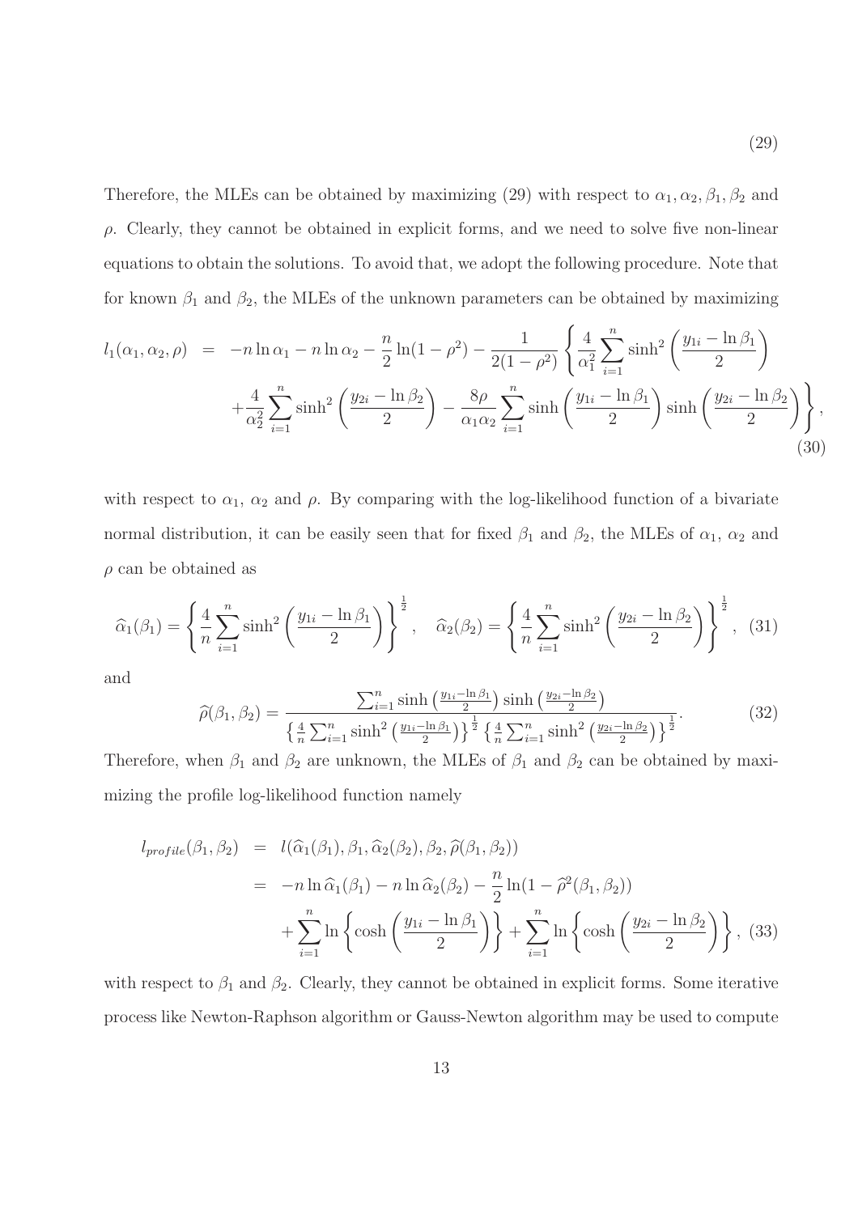$$(29)$$

Therefore, the MLEs can be obtained by maximizing (29) with respect to $\alpha_1, \alpha_2, \beta_1, \beta_2$ and $\rho$. Clearly, they cannot be obtained in explicit forms, and we need to solve five non-linear equations to obtain the solutions. To avoid that, we adopt the following procedure. Note that for known $\beta_1$ and $\beta_2$, the MLEs of the unknown parameters can be obtained by maximizing

$$
\begin{aligned}
l_1(\alpha_1, \alpha_2, \rho) &= -n \ln \alpha_1 - n \ln \alpha_2 - \frac{n}{2} \ln(1-\rho^2) - \frac{1}{2(1-\rho^2)} \left\{ \frac{4}{\alpha_1^2} \sum_{i=1}^{n} \sinh^2\left(\frac{y_{1i} - \ln \beta_1}{2}\right) \right. \\
&\quad \left. + \frac{4}{\alpha_2^2} \sum_{i=1}^{n} \sinh^2\left(\frac{y_{2i} - \ln \beta_2}{2}\right) - \frac{8\rho}{\alpha_1 \alpha_2} \sum_{i=1}^{n} \sinh\left(\frac{y_{1i} - \ln \beta_1}{2}\right) \sinh\left(\frac{y_{2i} - \ln \beta_2}{2}\right) \right\},
\end{aligned} \tag{30}
$$

with respect to $\alpha_1$, $\alpha_2$ and $\rho$. By comparing with the log-likelihood function of a bivariate normal distribution, it can be easily seen that for fixed $\beta_1$ and $\beta_2$, the MLEs of $\alpha_1$, $\alpha_2$ and $\rho$ can be obtained as

$$
\widehat{\alpha}_1(\beta_1) = \left\{ \frac{4}{n} \sum_{i=1}^{n} \sinh^2\left(\frac{y_{1i} - \ln \beta_1}{2}\right) \right\}^{\frac{1}{2}}, \quad \widehat{\alpha}_2(\beta_2) = \left\{ \frac{4}{n} \sum_{i=1}^{n} \sinh^2\left(\frac{y_{2i} - \ln \beta_2}{2}\right) \right\}^{\frac{1}{2}}, \tag{31}
$$

and

$$
\widehat{\rho}(\beta_1, \beta_2) = \frac{\sum_{i=1}^{n} \sinh\left(\frac{y_{1i} - \ln \beta_1}{2}\right) \sinh\left(\frac{y_{2i} - \ln \beta_2}{2}\right)}{\left\{ \frac{4}{n} \sum_{i=1}^{n} \sinh^2\left(\frac{y_{1i} - \ln \beta_1}{2}\right) \right\}^{\frac{1}{2}} \left\{ \frac{4}{n} \sum_{i=1}^{n} \sinh^2\left(\frac{y_{2i} - \ln \beta_2}{2}\right) \right\}^{\frac{1}{2}}}. \tag{32}
$$

Therefore, when $\beta_1$ and $\beta_2$ are unknown, the MLEs of $\beta_1$ and $\beta_2$ can be obtained by maximizing the profile log-likelihood function namely

$$
\begin{aligned}
l_{profile}(\beta_1, \beta_2) &= l(\widehat{\alpha}_1(\beta_1), \beta_1, \widehat{\alpha}_2(\beta_2), \beta_2, \widehat{\rho}(\beta_1, \beta_2)) \\
&= -n \ln \widehat{\alpha}_1(\beta_1) - n \ln \widehat{\alpha}_2(\beta_2) - \frac{n}{2} \ln(1 - \widehat{\rho}^2(\beta_1, \beta_2)) \\
&\quad + \sum_{i=1}^{n} \ln \left\{ \cosh\left(\frac{y_{1i} - \ln \beta_1}{2}\right) \right\} + \sum_{i=1}^{n} \ln \left\{ \cosh\left(\frac{y_{2i} - \ln \beta_2}{2}\right) \right\},
\end{aligned} \tag{33}
$$

with respect to $\beta_1$ and $\beta_2$. Clearly, they cannot be obtained in explicit forms. Some iterative process like Newton-Raphson algorithm or Gauss-Newton algorithm may be used to compute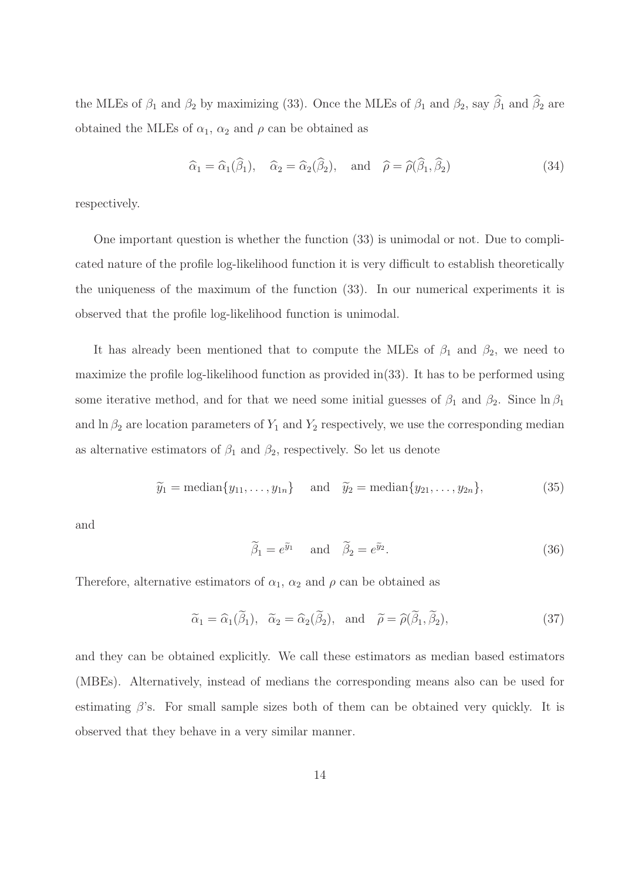the MLEs of $\beta_1$ and $\beta_2$ by maximizing (33). Once the MLEs of $\beta_1$ and $\beta_2$, say $\widehat{\beta}_1$ and $\widehat{\beta}_2$ are obtained the MLEs of $\alpha_1$, $\alpha_2$ and $\rho$ can be obtained as

$$\widehat{\alpha}_1 = \widehat{\alpha}_1(\widehat{\beta}_1), \quad \widehat{\alpha}_2 = \widehat{\alpha}_2(\widehat{\beta}_2), \quad \text{and} \quad \widehat{\rho} = \widehat{\rho}(\widehat{\beta}_1, \widehat{\beta}_2) \tag{34}$$

respectively.

One important question is whether the function (33) is unimodal or not. Due to complicated nature of the profile log-likelihood function it is very difficult to establish theoretically the uniqueness of the maximum of the function (33). In our numerical experiments it is observed that the profile log-likelihood function is unimodal.

It has already been mentioned that to compute the MLEs of $\beta_1$ and $\beta_2$, we need to maximize the profile log-likelihood function as provided in(33). It has to be performed using some iterative method, and for that we need some initial guesses of $\beta_1$ and $\beta_2$. Since $\ln \beta_1$ and $\ln \beta_2$ are location parameters of $Y_1$ and $Y_2$ respectively, we use the corresponding median as alternative estimators of $\beta_1$ and $\beta_2$, respectively. So let us denote

$$\widetilde{y}_1 = \text{median}\{y_{11}, \ldots, y_{1n}\} \quad \text{and} \quad \widetilde{y}_2 = \text{median}\{y_{21}, \ldots, y_{2n}\}, \tag{35}$$

and

$$\widetilde{\beta}_1 = e^{\widetilde{y}_1} \quad \text{and} \quad \widetilde{\beta}_2 = e^{\widetilde{y}_2}. \tag{36}$$

Therefore, alternative estimators of $\alpha_1$, $\alpha_2$ and $\rho$ can be obtained as

$$\widetilde{\alpha}_1 = \widehat{\alpha}_1(\widetilde{\beta}_1), \quad \widetilde{\alpha}_2 = \widehat{\alpha}_2(\widetilde{\beta}_2), \quad \text{and} \quad \widetilde{\rho} = \widehat{\rho}(\widetilde{\beta}_1, \widetilde{\beta}_2), \tag{37}$$

and they can be obtained explicitly. We call these estimators as median based estimators (MBEs). Alternatively, instead of medians the corresponding means also can be used for estimating $\beta$'s. For small sample sizes both of them can be obtained very quickly. It is observed that they behave in a very similar manner.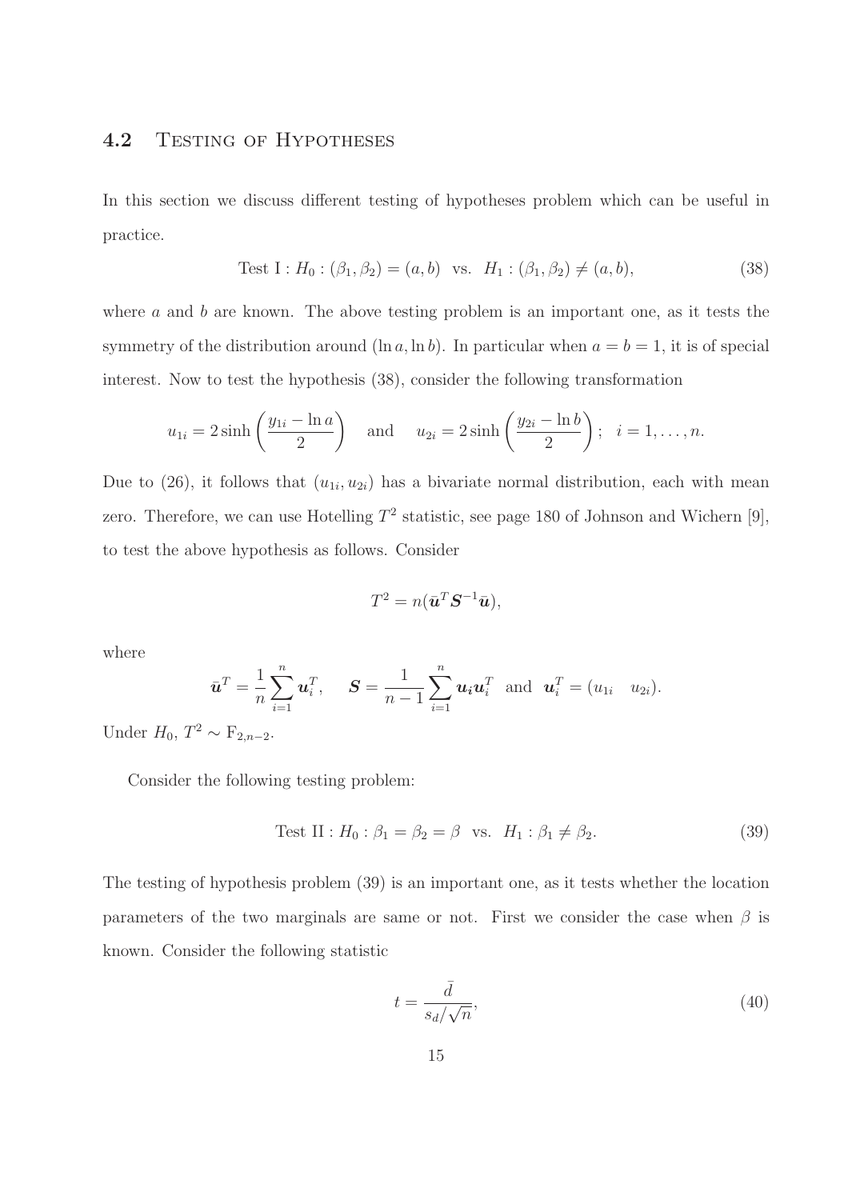## 4.2 Testing of Hypotheses

In this section we discuss different testing of hypotheses problem which can be useful in practice.

$$\text{Test I} : H_0 : (\beta_1, \beta_2) = (a, b) \;\; \text{vs.} \;\; H_1 : (\beta_1, \beta_2) \neq (a, b), \tag{38}$$

where $a$ and $b$ are known. The above testing problem is an important one, as it tests the symmetry of the distribution around $(\ln a, \ln b)$. In particular when $a = b = 1$, it is of special interest. Now to test the hypothesis (38), consider the following transformation

$$u_{1i} = 2 \sinh\left(\frac{y_{1i} - \ln a}{2}\right) \quad \text{and} \quad u_{2i} = 2 \sinh\left(\frac{y_{2i} - \ln b}{2}\right); \;\; i = 1, \ldots, n.$$

Due to (26), it follows that $(u_{1i}, u_{2i})$ has a bivariate normal distribution, each with mean zero. Therefore, we can use Hotelling $T^2$ statistic, see page 180 of Johnson and Wichern [9], to test the above hypothesis as follows. Consider

$$T^2 = n(\bar{\boldsymbol{u}}^T \boldsymbol{S}^{-1} \bar{\boldsymbol{u}}),$$

where

$$\bar{\boldsymbol{u}}^T = \frac{1}{n} \sum_{i=1}^{n} \boldsymbol{u}_i^T, \quad \boldsymbol{S} = \frac{1}{n-1} \sum_{i=1}^{n} \boldsymbol{u}_i \boldsymbol{u}_i^T \;\; \text{and} \;\; \boldsymbol{u}_i^T = (u_{1i} \quad u_{2i}).$$

Under $H_0$, $T^2 \sim \mathrm{F}_{2,n-2}$.

Consider the following testing problem:

$$\text{Test II} : H_0 : \beta_1 = \beta_2 = \beta \;\; \text{vs.} \;\; H_1 : \beta_1 \neq \beta_2. \tag{39}$$

The testing of hypothesis problem (39) is an important one, as it tests whether the location parameters of the two marginals are same or not. First we consider the case when $\beta$ is known. Consider the following statistic

$$t = \frac{\bar{d}}{s_d / \sqrt{n}}, \tag{40}$$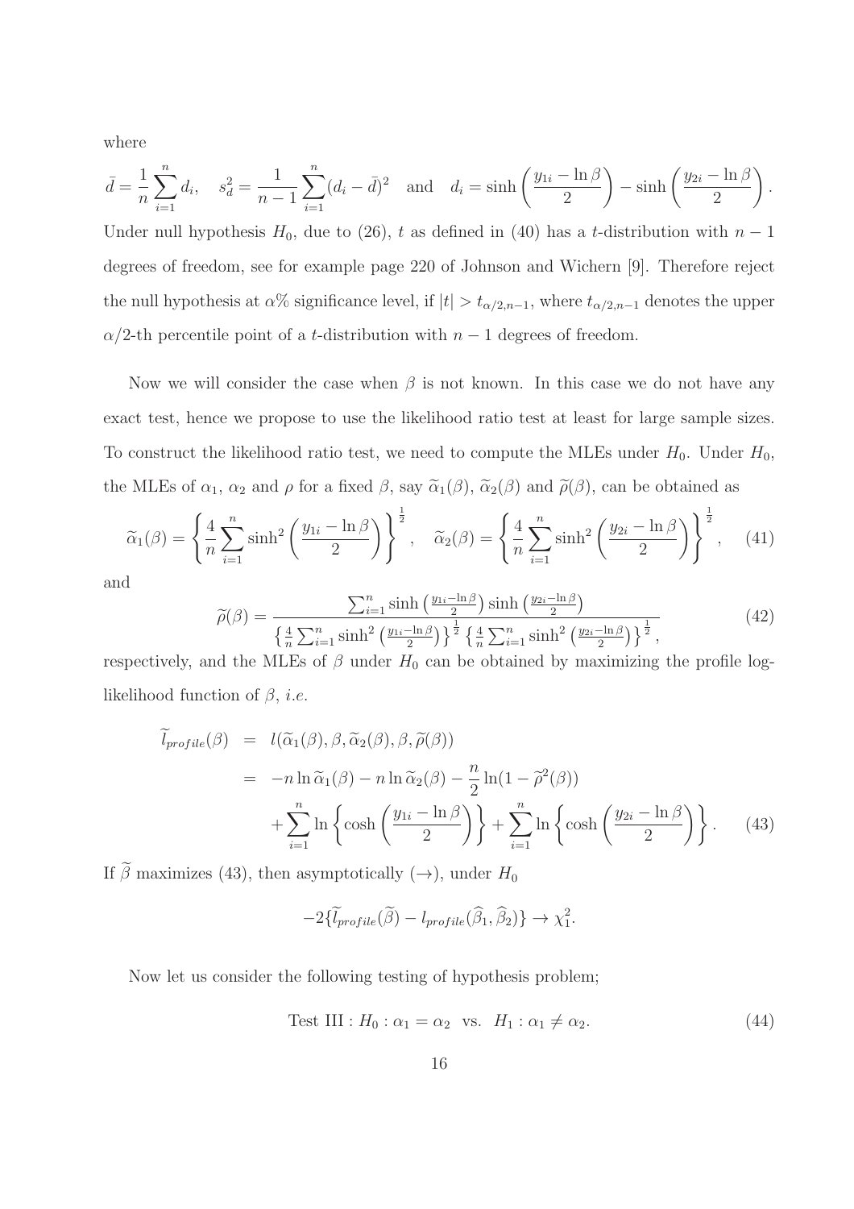where

$$\bar{d} = \frac{1}{n}\sum_{i=1}^{n} d_i, \quad s_d^2 = \frac{1}{n-1}\sum_{i=1}^{n}(d_i - \bar{d})^2 \quad \text{and} \quad d_i = \sinh\left(\frac{y_{1i} - \ln\beta}{2}\right) - \sinh\left(\frac{y_{2i} - \ln\beta}{2}\right).$$

Under null hypothesis $H_0$, due to (26), $t$ as defined in (40) has a $t$-distribution with $n-1$ degrees of freedom, see for example page 220 of Johnson and Wichern [9]. Therefore reject the null hypothesis at $\alpha\%$ significance level, if $|t| > t_{\alpha/2,n-1}$, where $t_{\alpha/2,n-1}$ denotes the upper $\alpha/2$-th percentile point of a $t$-distribution with $n-1$ degrees of freedom.

Now we will consider the case when $\beta$ is not known. In this case we do not have any exact test, hence we propose to use the likelihood ratio test at least for large sample sizes. To construct the likelihood ratio test, we need to compute the MLEs under $H_0$. Under $H_0$, the MLEs of $\alpha_1$, $\alpha_2$ and $\rho$ for a fixed $\beta$, say $\widetilde{\alpha}_1(\beta)$, $\widetilde{\alpha}_2(\beta)$ and $\widetilde{\rho}(\beta)$, can be obtained as

$$\widetilde{\alpha}_1(\beta) = \left\{\frac{4}{n}\sum_{i=1}^{n}\sinh^2\left(\frac{y_{1i} - \ln\beta}{2}\right)\right\}^{\frac{1}{2}}, \quad \widetilde{\alpha}_2(\beta) = \left\{\frac{4}{n}\sum_{i=1}^{n}\sinh^2\left(\frac{y_{2i} - \ln\beta}{2}\right)\right\}^{\frac{1}{2}}, \tag{41}$$

and

$$\widetilde{\rho}(\beta) = \frac{\sum_{i=1}^{n}\sinh\left(\frac{y_{1i}-\ln\beta}{2}\right)\sinh\left(\frac{y_{2i}-\ln\beta}{2}\right)}{\left\{\frac{4}{n}\sum_{i=1}^{n}\sinh^2\left(\frac{y_{1i}-\ln\beta}{2}\right)\right\}^{\frac{1}{2}}\left\{\frac{4}{n}\sum_{i=1}^{n}\sinh^2\left(\frac{y_{2i}-\ln\beta}{2}\right)\right\}^{\frac{1}{2}}}, \tag{42}$$

respectively, and the MLEs of $\beta$ under $H_0$ can be obtained by maximizing the profile log-likelihood function of $\beta$, *i.e.*

$$\begin{aligned}
\widetilde{l}_{profile}(\beta) &= l(\widetilde{\alpha}_1(\beta), \beta, \widetilde{\alpha}_2(\beta), \beta, \widetilde{\rho}(\beta)) \\
&= -n\ln\widetilde{\alpha}_1(\beta) - n\ln\widetilde{\alpha}_2(\beta) - \frac{n}{2}\ln(1 - \widetilde{\rho}^2(\beta)) \\
&\quad + \sum_{i=1}^{n}\ln\left\{\cosh\left(\frac{y_{1i} - \ln\beta}{2}\right)\right\} + \sum_{i=1}^{n}\ln\left\{\cosh\left(\frac{y_{2i} - \ln\beta}{2}\right)\right\}.
\end{aligned} \tag{43}$$

If $\widetilde{\beta}$ maximizes (43), then asymptotically ($\rightarrow$), under $H_0$

$$-2\{\widetilde{l}_{profile}(\widetilde{\beta}) - l_{profile}(\widehat{\beta}_1, \widehat{\beta}_2)\} \rightarrow \chi_1^2.$$

Now let us consider the following testing of hypothesis problem;

$$\text{Test III} : H_0 : \alpha_1 = \alpha_2 \ \text{ vs. } \ H_1 : \alpha_1 \neq \alpha_2. \tag{44}$$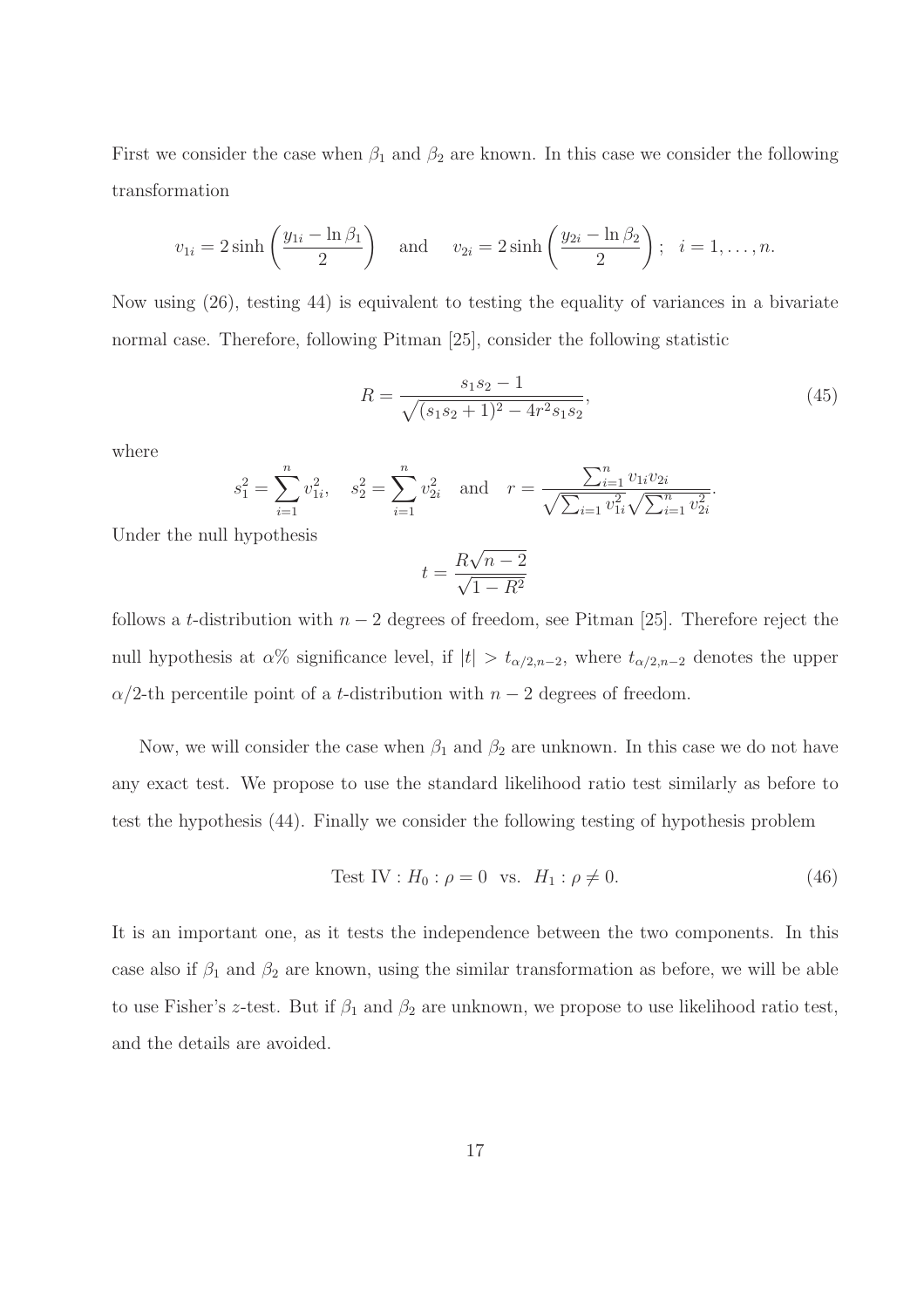First we consider the case when $\beta_1$ and $\beta_2$ are known. In this case we consider the following transformation

$$v_{1i} = 2\sinh\left(\frac{y_{1i} - \ln\beta_1}{2}\right) \quad \text{and} \quad v_{2i} = 2\sinh\left(\frac{y_{2i} - \ln\beta_2}{2}\right); \quad i = 1, \ldots, n.$$

Now using (26), testing 44) is equivalent to testing the equality of variances in a bivariate normal case. Therefore, following Pitman [25], consider the following statistic

$$R = \frac{s_1 s_2 - 1}{\sqrt{(s_1 s_2 + 1)^2 - 4r^2 s_1 s_2}}, \tag{45}$$

where

$$s_1^2 = \sum_{i=1}^{n} v_{1i}^2, \quad s_2^2 = \sum_{i=1}^{n} v_{2i}^2 \quad \text{and} \quad r = \frac{\sum_{i=1}^{n} v_{1i} v_{2i}}{\sqrt{\sum_{i=1} v_{1i}^2}\sqrt{\sum_{i=1}^{n} v_{2i}^2}}.$$

Under the null hypothesis

$$t = \frac{R\sqrt{n-2}}{\sqrt{1-R^2}}$$

follows a $t$-distribution with $n-2$ degrees of freedom, see Pitman [25]. Therefore reject the null hypothesis at $\alpha\%$ significance level, if $|t| > t_{\alpha/2,n-2}$, where $t_{\alpha/2,n-2}$ denotes the upper $\alpha/2$-th percentile point of a $t$-distribution with $n-2$ degrees of freedom.

Now, we will consider the case when $\beta_1$ and $\beta_2$ are unknown. In this case we do not have any exact test. We propose to use the standard likelihood ratio test similarly as before to test the hypothesis (44). Finally we consider the following testing of hypothesis problem

$$\text{Test IV} : H_0 : \rho = 0 \quad \text{vs.} \quad H_1 : \rho \neq 0. \tag{46}$$

It is an important one, as it tests the independence between the two components. In this case also if $\beta_1$ and $\beta_2$ are known, using the similar transformation as before, we will be able to use Fisher's $z$-test. But if $\beta_1$ and $\beta_2$ are unknown, we propose to use likelihood ratio test, and the details are avoided.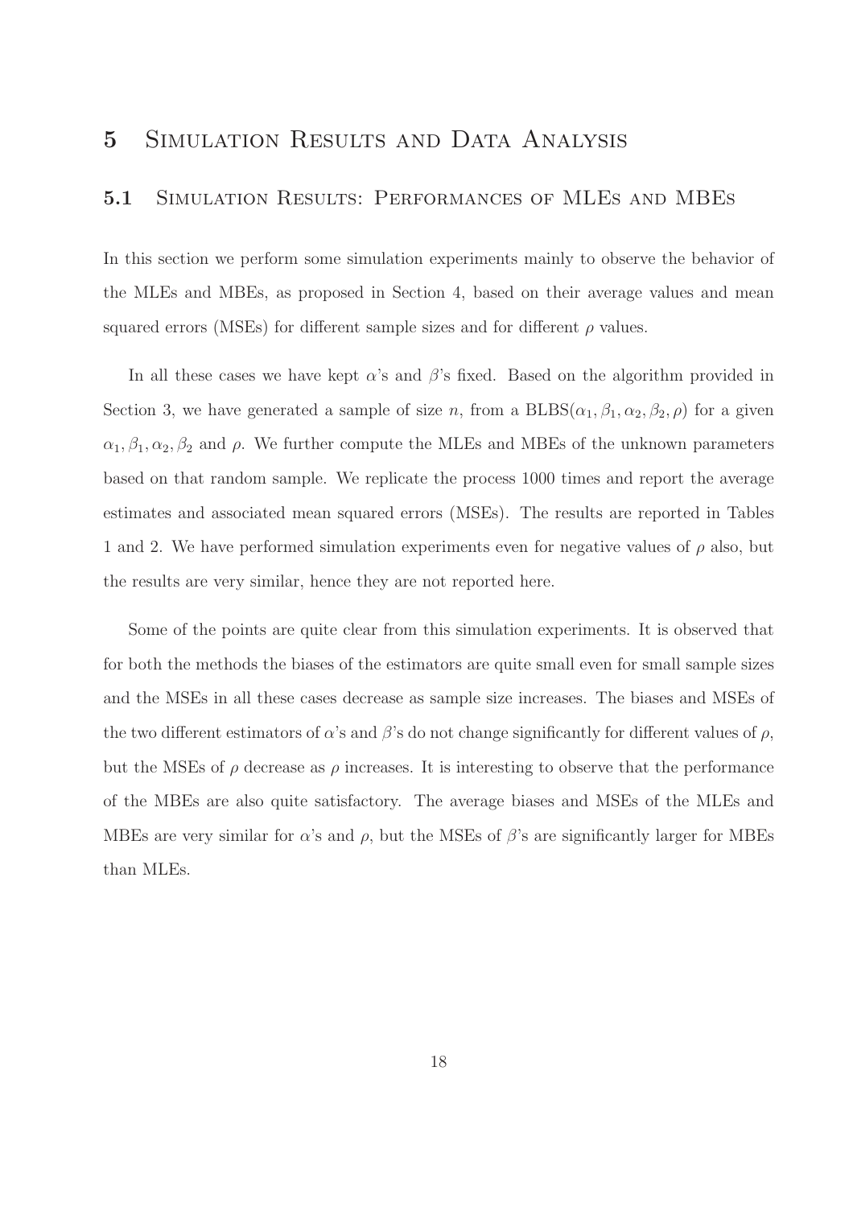# 5 Simulation Results and Data Analysis

## 5.1 Simulation Results: Performances of MLEs and MBEs

In this section we perform some simulation experiments mainly to observe the behavior of the MLEs and MBEs, as proposed in Section 4, based on their average values and mean squared errors (MSEs) for different sample sizes and for different $\rho$ values.

In all these cases we have kept $\alpha$'s and $\beta$'s fixed. Based on the algorithm provided in Section 3, we have generated a sample of size $n$, from a $\text{BLBS}(\alpha_1, \beta_1, \alpha_2, \beta_2, \rho)$ for a given $\alpha_1, \beta_1, \alpha_2, \beta_2$ and $\rho$. We further compute the MLEs and MBEs of the unknown parameters based on that random sample. We replicate the process 1000 times and report the average estimates and associated mean squared errors (MSEs). The results are reported in Tables 1 and 2. We have performed simulation experiments even for negative values of $\rho$ also, but the results are very similar, hence they are not reported here.

Some of the points are quite clear from this simulation experiments. It is observed that for both the methods the biases of the estimators are quite small even for small sample sizes and the MSEs in all these cases decrease as sample size increases. The biases and MSEs of the two different estimators of $\alpha$'s and $\beta$'s do not change significantly for different values of $\rho$, but the MSEs of $\rho$ decrease as $\rho$ increases. It is interesting to observe that the performance of the MBEs are also quite satisfactory. The average biases and MSEs of the MLEs and MBEs are very similar for $\alpha$'s and $\rho$, but the MSEs of $\beta$'s are significantly larger for MBEs than MLEs.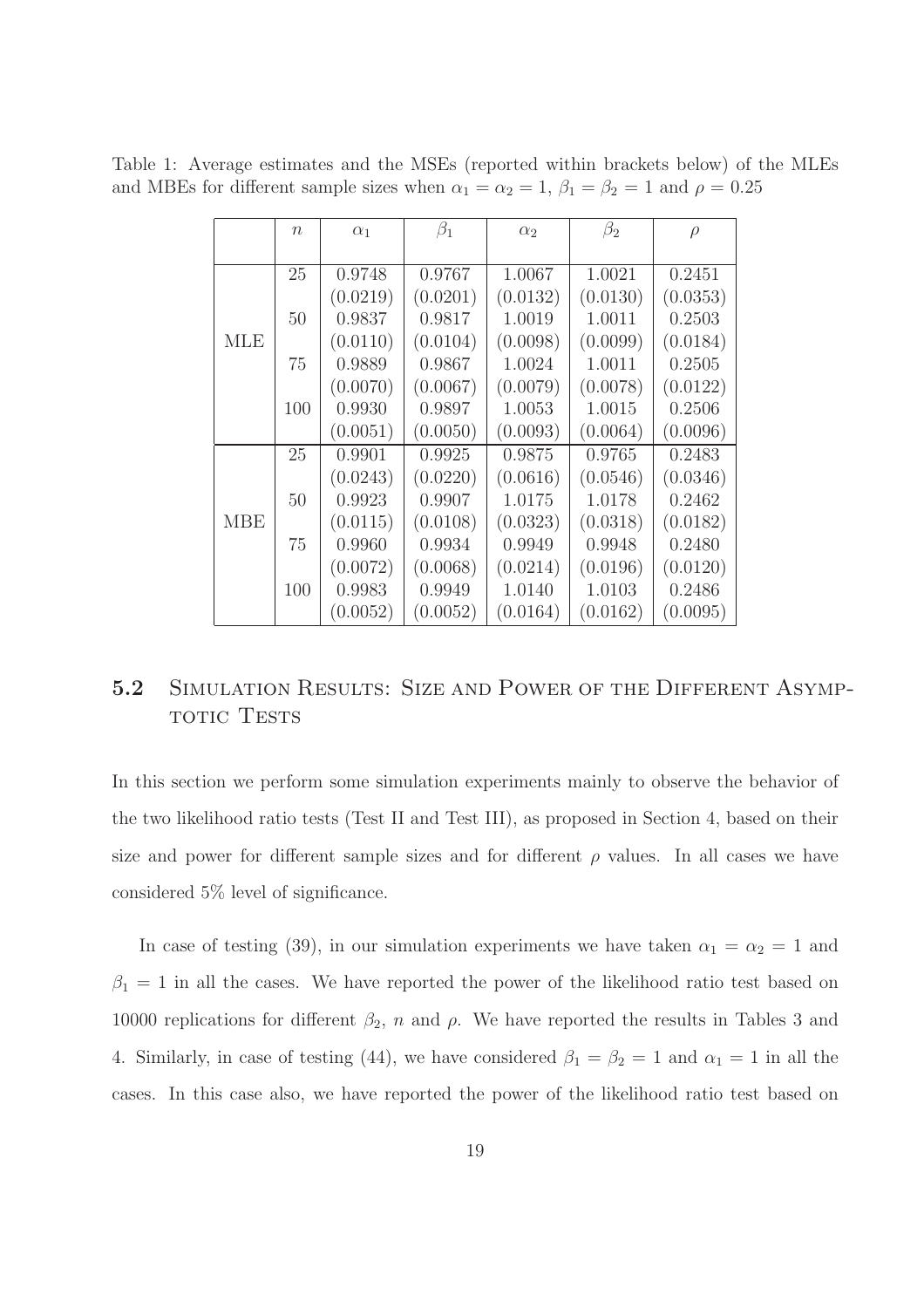Table 1: Average estimates and the MSEs (reported within brackets below) of the MLEs and MBEs for different sample sizes when $\alpha_1 = \alpha_2 = 1$, $\beta_1 = \beta_2 = 1$ and $\rho = 0.25$

| | $n$ | $\alpha_1$ | $\beta_1$ | $\alpha_2$ | $\beta_2$ | $\rho$ |
|---|---|---|---|---|---|---|
| MLE | 25 | 0.9748 | 0.9767 | 1.0067 | 1.0021 | 0.2451 |
| | | (0.0219) | (0.0201) | (0.0132) | (0.0130) | (0.0353) |
| | 50 | 0.9837 | 0.9817 | 1.0019 | 1.0011 | 0.2503 |
| | | (0.0110) | (0.0104) | (0.0098) | (0.0099) | (0.0184) |
| | 75 | 0.9889 | 0.9867 | 1.0024 | 1.0011 | 0.2505 |
| | | (0.0070) | (0.0067) | (0.0079) | (0.0078) | (0.0122) |
| | 100 | 0.9930 | 0.9897 | 1.0053 | 1.0015 | 0.2506 |
| | | (0.0051) | (0.0050) | (0.0093) | (0.0064) | (0.0096) |
| MBE | 25 | 0.9901 | 0.9925 | 0.9875 | 0.9765 | 0.2483 |
| | | (0.0243) | (0.0220) | (0.0616) | (0.0546) | (0.0346) |
| | 50 | 0.9923 | 0.9907 | 1.0175 | 1.0178 | 0.2462 |
| | | (0.0115) | (0.0108) | (0.0323) | (0.0318) | (0.0182) |
| | 75 | 0.9960 | 0.9934 | 0.9949 | 0.9948 | 0.2480 |
| | | (0.0072) | (0.0068) | (0.0214) | (0.0196) | (0.0120) |
| | 100 | 0.9983 | 0.9949 | 1.0140 | 1.0103 | 0.2486 |
| | | (0.0052) | (0.0052) | (0.0164) | (0.0162) | (0.0095) |

### 5.2 Simulation Results: Size and Power of the Different Asymptotic Tests

In this section we perform some simulation experiments mainly to observe the behavior of the two likelihood ratio tests (Test II and Test III), as proposed in Section 4, based on their size and power for different sample sizes and for different $\rho$ values. In all cases we have considered 5% level of significance.

In case of testing (39), in our simulation experiments we have taken $\alpha_1 = \alpha_2 = 1$ and $\beta_1 = 1$ in all the cases. We have reported the power of the likelihood ratio test based on 10000 replications for different $\beta_2$, $n$ and $\rho$. We have reported the results in Tables 3 and 4. Similarly, in case of testing (44), we have considered $\beta_1 = \beta_2 = 1$ and $\alpha_1 = 1$ in all the cases. In this case also, we have reported the power of the likelihood ratio test based on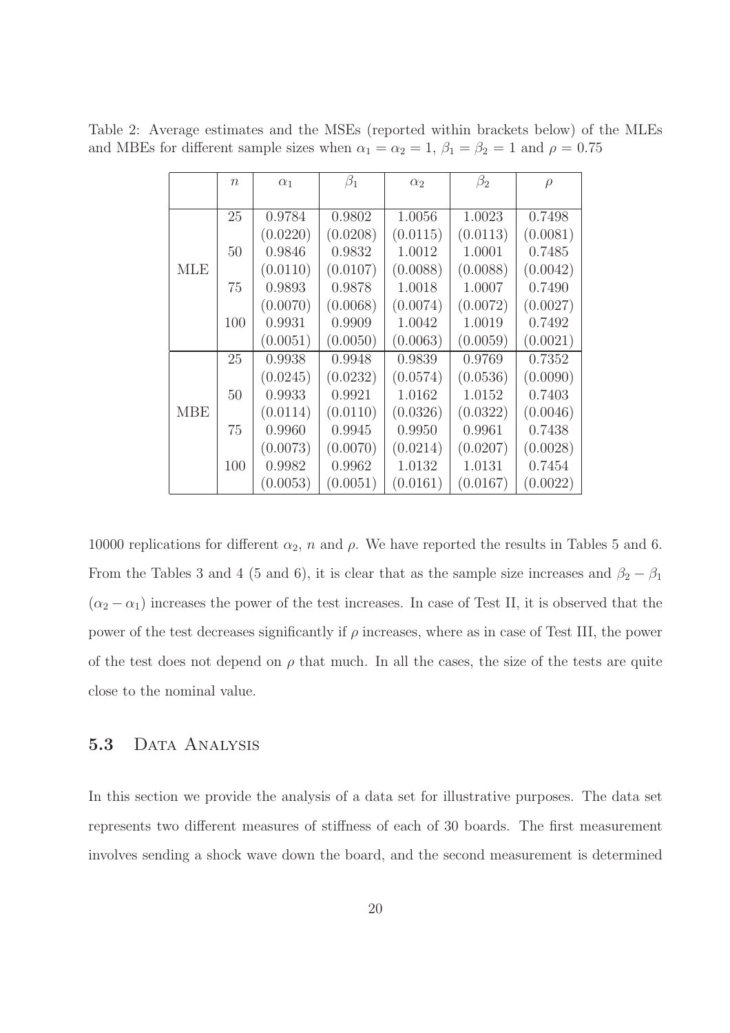Table 2: Average estimates and the MSEs (reported within brackets below) of the MLEs and MBEs for different sample sizes when $\alpha_1 = \alpha_2 = 1$, $\beta_1 = \beta_2 = 1$ and $\rho = 0.75$

| | $n$ | $\alpha_1$ | $\beta_1$ | $\alpha_2$ | $\beta_2$ | $\rho$ |
|---|---|---|---|---|---|---|
| MLE | 25 | 0.9784 | 0.9802 | 1.0056 | 1.0023 | 0.7498 |
| | | (0.0220) | (0.0208) | (0.0115) | (0.0113) | (0.0081) |
| | 50 | 0.9846 | 0.9832 | 1.0012 | 1.0001 | 0.7485 |
| | | (0.0110) | (0.0107) | (0.0088) | (0.0088) | (0.0042) |
| | 75 | 0.9893 | 0.9878 | 1.0018 | 1.0007 | 0.7490 |
| | | (0.0070) | (0.0068) | (0.0074) | (0.0072) | (0.0027) |
| | 100 | 0.9931 | 0.9909 | 1.0042 | 1.0019 | 0.7492 |
| | | (0.0051) | (0.0050) | (0.0063) | (0.0059) | (0.0021) |
| MBE | 25 | 0.9938 | 0.9948 | 0.9839 | 0.9769 | 0.7352 |
| | | (0.0245) | (0.0232) | (0.0574) | (0.0536) | (0.0090) |
| | 50 | 0.9933 | 0.9921 | 1.0162 | 1.0152 | 0.7403 |
| | | (0.0114) | (0.0110) | (0.0326) | (0.0322) | (0.0046) |
| | 75 | 0.9960 | 0.9945 | 0.9950 | 0.9961 | 0.7438 |
| | | (0.0073) | (0.0070) | (0.0214) | (0.0207) | (0.0028) |
| | 100 | 0.9982 | 0.9962 | 1.0132 | 1.0131 | 0.7454 |
| | | (0.0053) | (0.0051) | (0.0161) | (0.0167) | (0.0022) |

10000 replications for different $\alpha_2$, $n$ and $\rho$. We have reported the results in Tables 5 and 6. From the Tables 3 and 4 (5 and 6), it is clear that as the sample size increases and $\beta_2 - \beta_1$ ($\alpha_2 - \alpha_1$) increases the power of the test increases. In case of Test II, it is observed that the power of the test decreases significantly if $\rho$ increases, where as in case of Test III, the power of the test does not depend on $\rho$ that much. In all the cases, the size of the tests are quite close to the nominal value.

### 5.3 Data Analysis

In this section we provide the analysis of a data set for illustrative purposes. The data set represents two different measures of stiffness of each of 30 boards. The first measurement involves sending a shock wave down the board, and the second measurement is determined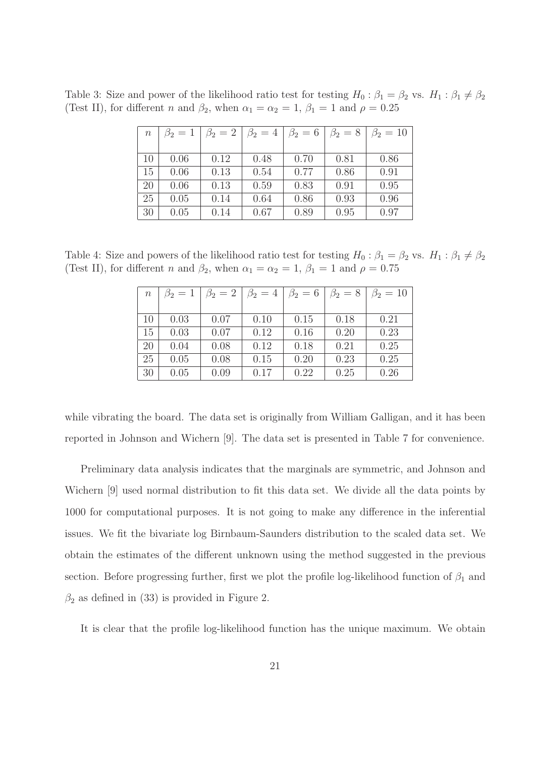Table 3: Size and power of the likelihood ratio test for testing $H_0 : \beta_1 = \beta_2$ vs. $H_1 : \beta_1 \neq \beta_2$ (Test II), for different $n$ and $\beta_2$, when $\alpha_1 = \alpha_2 = 1$, $\beta_1 = 1$ and $\rho = 0.25$

| $n$ | $\beta_2 = 1$ | $\beta_2 = 2$ | $\beta_2 = 4$ | $\beta_2 = 6$ | $\beta_2 = 8$ | $\beta_2 = 10$ |
|---|---|---|---|---|---|---|
| 10 | 0.06 | 0.12 | 0.48 | 0.70 | 0.81 | 0.86 |
| 15 | 0.06 | 0.13 | 0.54 | 0.77 | 0.86 | 0.91 |
| 20 | 0.06 | 0.13 | 0.59 | 0.83 | 0.91 | 0.95 |
| 25 | 0.05 | 0.14 | 0.64 | 0.86 | 0.93 | 0.96 |
| 30 | 0.05 | 0.14 | 0.67 | 0.89 | 0.95 | 0.97 |

Table 4: Size and powers of the likelihood ratio test for testing $H_0 : \beta_1 = \beta_2$ vs. $H_1 : \beta_1 \neq \beta_2$ (Test II), for different $n$ and $\beta_2$, when $\alpha_1 = \alpha_2 = 1$, $\beta_1 = 1$ and $\rho = 0.75$

| $n$ | $\beta_2 = 1$ | $\beta_2 = 2$ | $\beta_2 = 4$ | $\beta_2 = 6$ | $\beta_2 = 8$ | $\beta_2 = 10$ |
|---|---|---|---|---|---|---|
| 10 | 0.03 | 0.07 | 0.10 | 0.15 | 0.18 | 0.21 |
| 15 | 0.03 | 0.07 | 0.12 | 0.16 | 0.20 | 0.23 |
| 20 | 0.04 | 0.08 | 0.12 | 0.18 | 0.21 | 0.25 |
| 25 | 0.05 | 0.08 | 0.15 | 0.20 | 0.23 | 0.25 |
| 30 | 0.05 | 0.09 | 0.17 | 0.22 | 0.25 | 0.26 |

while vibrating the board. The data set is originally from William Galligan, and it has been reported in Johnson and Wichern [9]. The data set is presented in Table 7 for convenience.

Preliminary data analysis indicates that the marginals are symmetric, and Johnson and Wichern [9] used normal distribution to fit this data set. We divide all the data points by 1000 for computational purposes. It is not going to make any difference in the inferential issues. We fit the bivariate log Birnbaum-Saunders distribution to the scaled data set. We obtain the estimates of the different unknown using the method suggested in the previous section. Before progressing further, first we plot the profile log-likelihood function of $\beta_1$ and $\beta_2$ as defined in (33) is provided in Figure 2.

It is clear that the profile log-likelihood function has the unique maximum. We obtain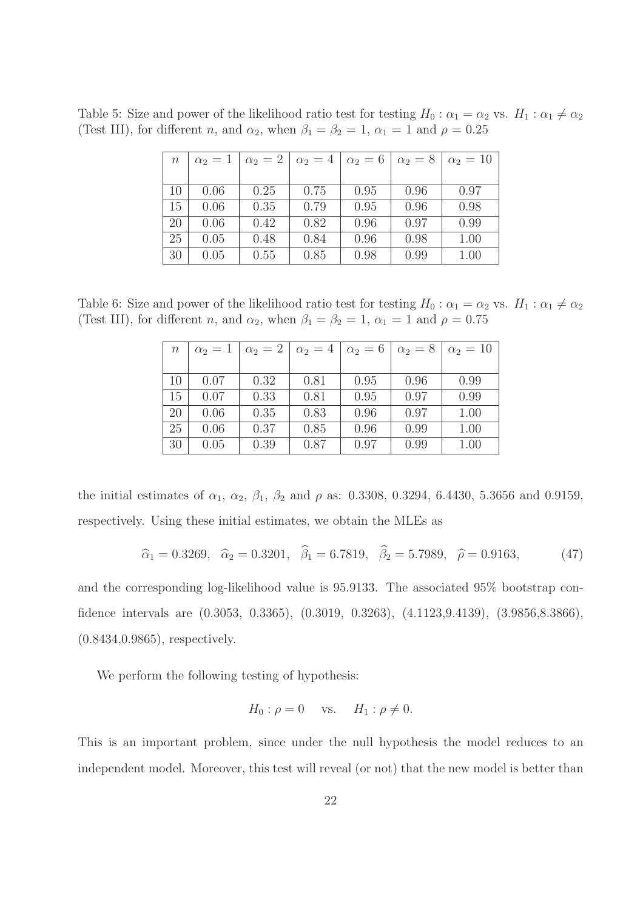Table 5: Size and power of the likelihood ratio test for testing $H_0 : \alpha_1 = \alpha_2$ vs. $H_1 : \alpha_1 \neq \alpha_2$ (Test III), for different $n$, and $\alpha_2$, when $\beta_1 = \beta_2 = 1$, $\alpha_1 = 1$ and $\rho = 0.25$

| $n$ | $\alpha_2 = 1$ | $\alpha_2 = 2$ | $\alpha_2 = 4$ | $\alpha_2 = 6$ | $\alpha_2 = 8$ | $\alpha_2 = 10$ |
|---|---|---|---|---|---|---|
| 10 | 0.06 | 0.25 | 0.75 | 0.95 | 0.96 | 0.97 |
| 15 | 0.06 | 0.35 | 0.79 | 0.95 | 0.96 | 0.98 |
| 20 | 0.06 | 0.42 | 0.82 | 0.96 | 0.97 | 0.99 |
| 25 | 0.05 | 0.48 | 0.84 | 0.96 | 0.98 | 1.00 |
| 30 | 0.05 | 0.55 | 0.85 | 0.98 | 0.99 | 1.00 |

Table 6: Size and power of the likelihood ratio test for testing $H_0 : \alpha_1 = \alpha_2$ vs. $H_1 : \alpha_1 \neq \alpha_2$ (Test III), for different $n$, and $\alpha_2$, when $\beta_1 = \beta_2 = 1$, $\alpha_1 = 1$ and $\rho = 0.75$

| $n$ | $\alpha_2 = 1$ | $\alpha_2 = 2$ | $\alpha_2 = 4$ | $\alpha_2 = 6$ | $\alpha_2 = 8$ | $\alpha_2 = 10$ |
|---|---|---|---|---|---|---|
| 10 | 0.07 | 0.32 | 0.81 | 0.95 | 0.96 | 0.99 |
| 15 | 0.07 | 0.33 | 0.81 | 0.95 | 0.97 | 0.99 |
| 20 | 0.06 | 0.35 | 0.83 | 0.96 | 0.97 | 1.00 |
| 25 | 0.06 | 0.37 | 0.85 | 0.96 | 0.99 | 1.00 |
| 30 | 0.05 | 0.39 | 0.87 | 0.97 | 0.99 | 1.00 |

the initial estimates of $\alpha_1$, $\alpha_2$, $\beta_1$, $\beta_2$ and $\rho$ as: 0.3308, 0.3294, 6.4430, 5.3656 and 0.9159, respectively. Using these initial estimates, we obtain the MLEs as

$$\widehat{\alpha}_1 = 0.3269, \quad \widehat{\alpha}_2 = 0.3201, \quad \widehat{\beta}_1 = 6.7819, \quad \widehat{\beta}_2 = 5.7989, \quad \widehat{\rho} = 0.9163, \tag{47}$$

and the corresponding log-likelihood value is 95.9133. The associated 95% bootstrap confidence intervals are (0.3053, 0.3365), (0.3019, 0.3263), (4.1123,9.4139), (3.9856,8.3866), (0.8434,0.9865), respectively.

We perform the following testing of hypothesis:

$$H_0 : \rho = 0 \quad \text{vs.} \quad H_1 : \rho \neq 0.$$

This is an important problem, since under the null hypothesis the model reduces to an independent model. Moreover, this test will reveal (or not) that the new model is better than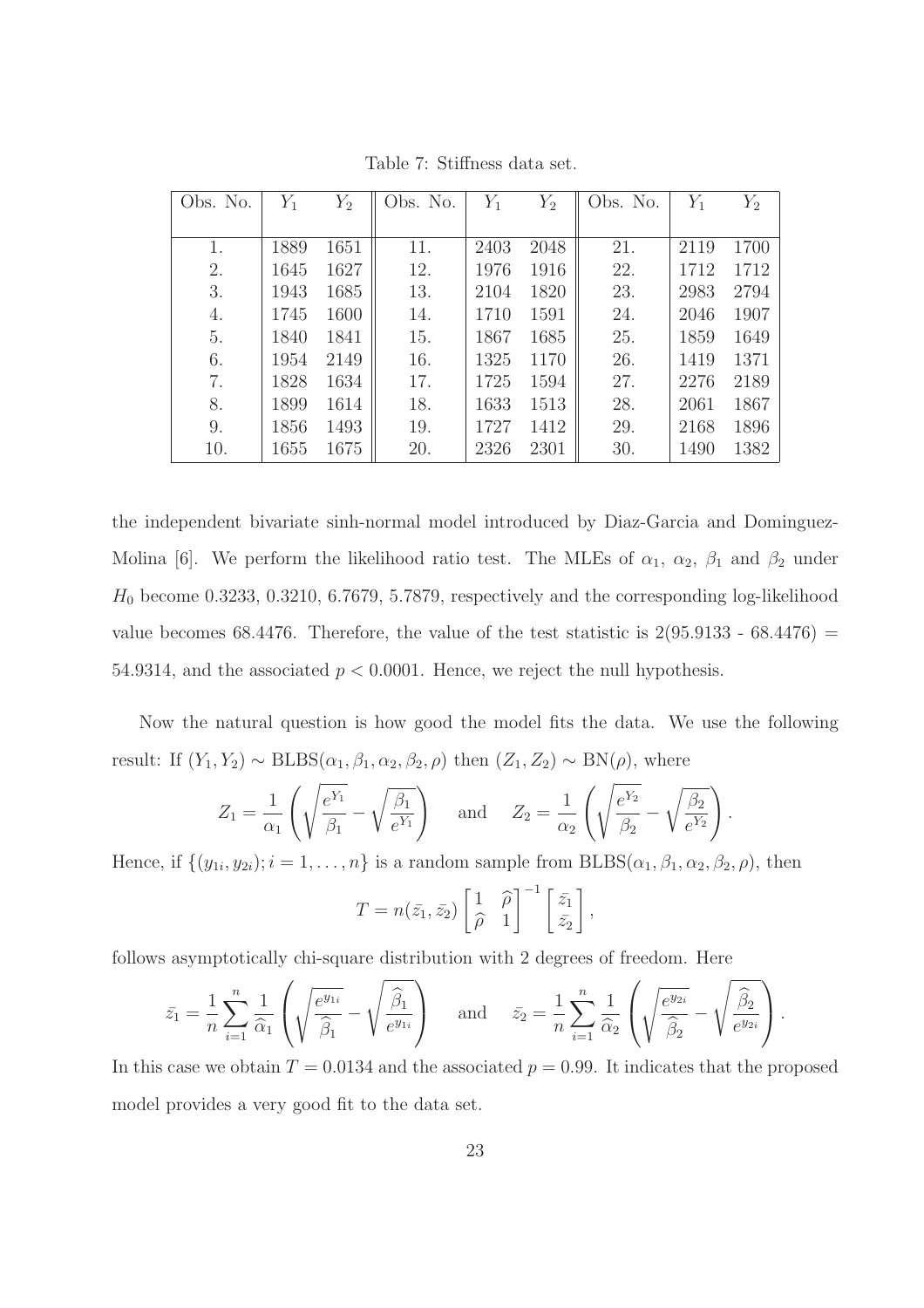Table 7: Stiffness data set.

| Obs. No. | $Y_1$ | $Y_2$ | Obs. No. | $Y_1$ | $Y_2$ | Obs. No. | $Y_1$ | $Y_2$ |
|---|---|---|---|---|---|---|---|---|
| 1. | 1889 | 1651 | 11. | 2403 | 2048 | 21. | 2119 | 1700 |
| 2. | 1645 | 1627 | 12. | 1976 | 1916 | 22. | 1712 | 1712 |
| 3. | 1943 | 1685 | 13. | 2104 | 1820 | 23. | 2983 | 2794 |
| 4. | 1745 | 1600 | 14. | 1710 | 1591 | 24. | 2046 | 1907 |
| 5. | 1840 | 1841 | 15. | 1867 | 1685 | 25. | 1859 | 1649 |
| 6. | 1954 | 2149 | 16. | 1325 | 1170 | 26. | 1419 | 1371 |
| 7. | 1828 | 1634 | 17. | 1725 | 1594 | 27. | 2276 | 2189 |
| 8. | 1899 | 1614 | 18. | 1633 | 1513 | 28. | 2061 | 1867 |
| 9. | 1856 | 1493 | 19. | 1727 | 1412 | 29. | 2168 | 1896 |
| 10. | 1655 | 1675 | 20. | 2326 | 2301 | 30. | 1490 | 1382 |

the independent bivariate sinh-normal model introduced by Diaz-Garcia and Dominguez-Molina [6]. We perform the likelihood ratio test. The MLEs of $\alpha_1$, $\alpha_2$, $\beta_1$ and $\beta_2$ under $H_0$ become 0.3233, 0.3210, 6.7679, 5.7879, respectively and the corresponding log-likelihood value becomes 68.4476. Therefore, the value of the test statistic is $2(95.9133 - 68.4476) = 54.9314$, and the associated $p < 0.0001$. Hence, we reject the null hypothesis.

Now the natural question is how good the model fits the data. We use the following result: If $(Y_1, Y_2) \sim \text{BLBS}(\alpha_1, \beta_1, \alpha_2, \beta_2, \rho)$ then $(Z_1, Z_2) \sim \text{BN}(\rho)$, where

$$Z_1 = \frac{1}{\alpha_1}\left(\sqrt{\frac{e^{Y_1}}{\beta_1}} - \sqrt{\frac{\beta_1}{e^{Y_1}}}\right) \quad \text{and} \quad Z_2 = \frac{1}{\alpha_2}\left(\sqrt{\frac{e^{Y_2}}{\beta_2}} - \sqrt{\frac{\beta_2}{e^{Y_2}}}\right).$$

Hence, if $\{(y_{1i}, y_{2i}); i = 1, \ldots, n\}$ is a random sample from $\text{BLBS}(\alpha_1, \beta_1, \alpha_2, \beta_2, \rho)$, then

$$T = n(\bar{z_1}, \bar{z_2}) \begin{bmatrix} 1 & \widehat{\rho} \\ \widehat{\rho} & 1 \end{bmatrix}^{-1} \begin{bmatrix} \bar{z_1} \\ \bar{z_2} \end{bmatrix},$$

follows asymptotically chi-square distribution with 2 degrees of freedom. Here

$$\bar{z_1} = \frac{1}{n}\sum_{i=1}^{n} \frac{1}{\widehat{\alpha}_1}\left(\sqrt{\frac{e^{y_{1i}}}{\widehat{\beta}_1}} - \sqrt{\frac{\widehat{\beta}_1}{e^{y_{1i}}}}\right) \quad \text{and} \quad \bar{z_2} = \frac{1}{n}\sum_{i=1}^{n} \frac{1}{\widehat{\alpha}_2}\left(\sqrt{\frac{e^{y_{2i}}}{\widehat{\beta}_2}} - \sqrt{\frac{\widehat{\beta}_2}{e^{y_{2i}}}}\right).$$

In this case we obtain $T = 0.0134$ and the associated $p = 0.99$. It indicates that the proposed model provides a very good fit to the data set.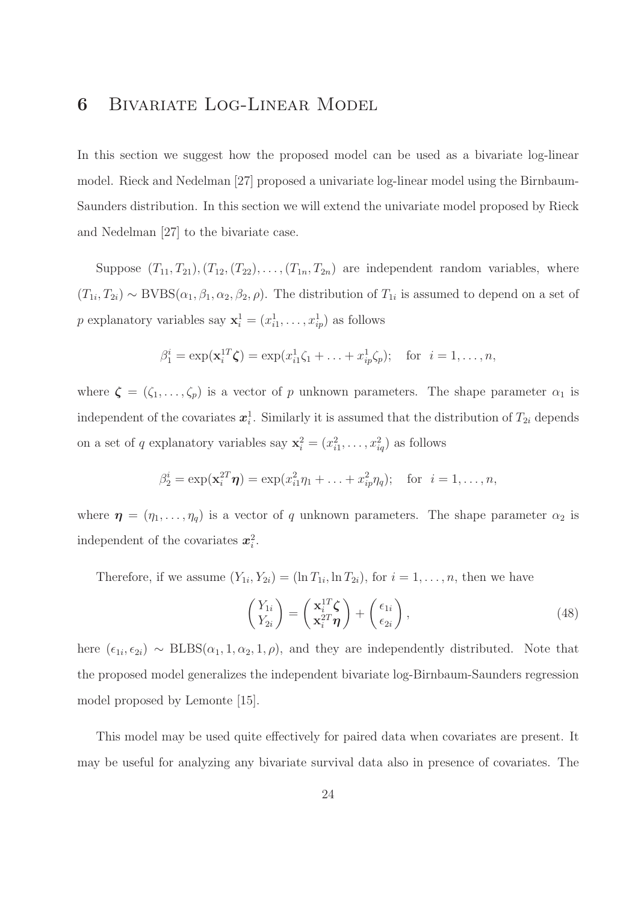# 6 Bivariate Log-Linear Model

In this section we suggest how the proposed model can be used as a bivariate log-linear model. Rieck and Nedelman [27] proposed a univariate log-linear model using the Birnbaum-Saunders distribution. In this section we will extend the univariate model proposed by Rieck and Nedelman [27] to the bivariate case.

Suppose $(T_{11}, T_{21}), (T_{12}, (T_{22}), \ldots, (T_{1n}, T_{2n})$ are independent random variables, where $(T_{1i}, T_{2i}) \sim \text{BVBS}(\alpha_1, \beta_1, \alpha_2, \beta_2, \rho)$. The distribution of $T_{1i}$ is assumed to depend on a set of $p$ explanatory variables say $\mathbf{x}_i^1 = (x_{i1}^1, \ldots, x_{ip}^1)$ as follows

$$\beta_1^i = \exp(\mathbf{x}_i^{1T}\boldsymbol{\zeta}) = \exp(x_{i1}^1\zeta_1 + \ldots + x_{ip}^1\zeta_p); \quad \text{for} \quad i = 1, \ldots, n,$$

where $\boldsymbol{\zeta} = (\zeta_1, \ldots, \zeta_p)$ is a vector of $p$ unknown parameters. The shape parameter $\alpha_1$ is independent of the covariates $\boldsymbol{x}_i^1$. Similarly it is assumed that the distribution of $T_{2i}$ depends on a set of $q$ explanatory variables say $\mathbf{x}_i^2 = (x_{i1}^2, \ldots, x_{iq}^2)$ as follows

$$\beta_2^i = \exp(\mathbf{x}_i^{2T}\boldsymbol{\eta}) = \exp(x_{i1}^2\eta_1 + \ldots + x_{ip}^2\eta_q); \quad \text{for} \quad i = 1, \ldots, n,$$

where $\boldsymbol{\eta} = (\eta_1, \ldots, \eta_q)$ is a vector of $q$ unknown parameters. The shape parameter $\alpha_2$ is independent of the covariates $\boldsymbol{x}_i^2$.

Therefore, if we assume $(Y_{1i}, Y_{2i}) = (\ln T_{1i}, \ln T_{2i})$, for $i = 1, \ldots, n$, then we have

$$\begin{pmatrix} Y_{1i} \\ Y_{2i} \end{pmatrix} = \begin{pmatrix} \mathbf{x}_i^{1T}\boldsymbol{\zeta} \\ \mathbf{x}_i^{2T}\boldsymbol{\eta} \end{pmatrix} + \begin{pmatrix} \epsilon_{1i} \\ \epsilon_{2i} \end{pmatrix}, \tag{48}$$

here $(\epsilon_{1i}, \epsilon_{2i}) \sim \text{BLBS}(\alpha_1, 1, \alpha_2, 1, \rho)$, and they are independently distributed. Note that the proposed model generalizes the independent bivariate log-Birnbaum-Saunders regression model proposed by Lemonte [15].

This model may be used quite effectively for paired data when covariates are present. It may be useful for analyzing any bivariate survival data also in presence of covariates. The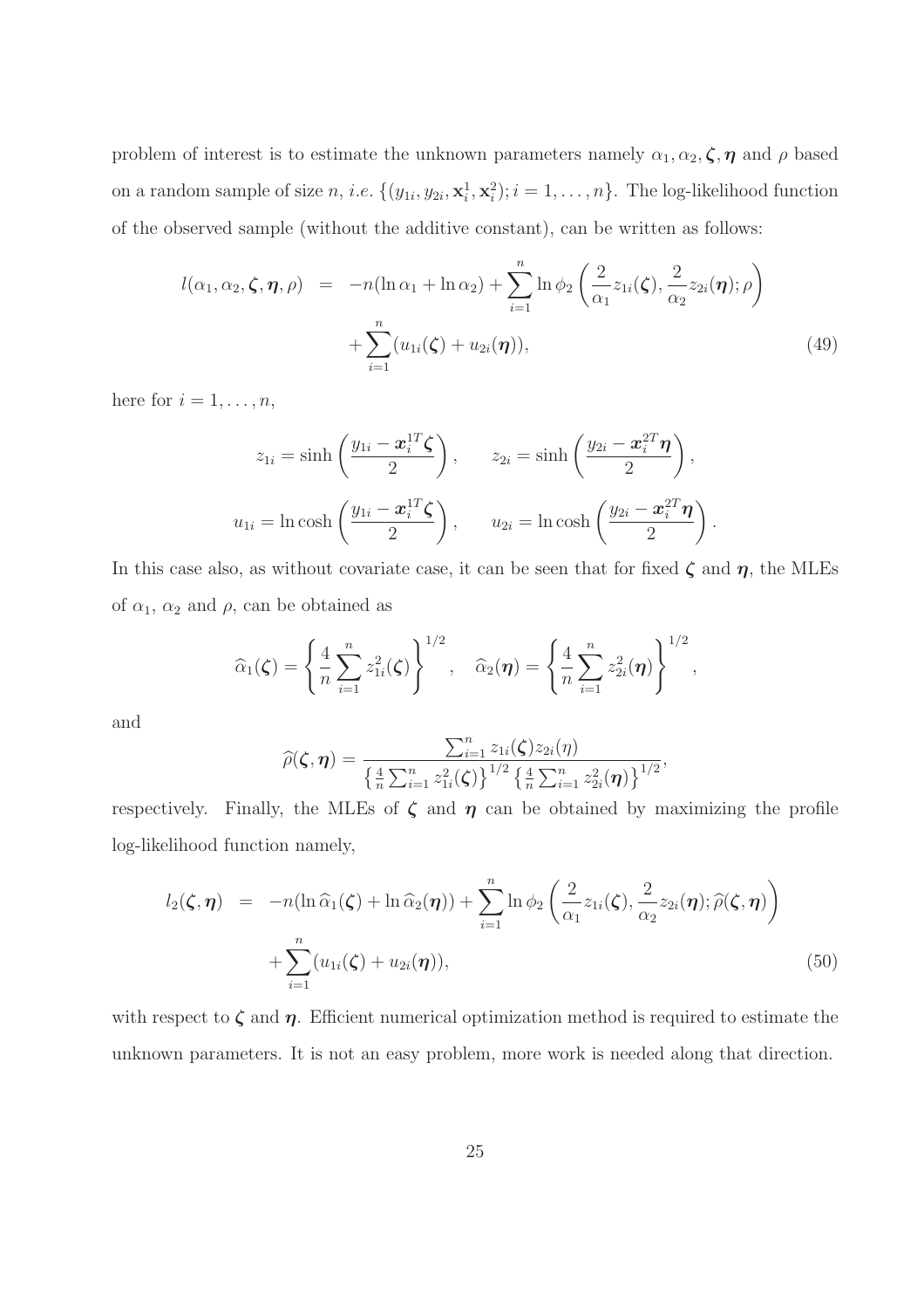problem of interest is to estimate the unknown parameters namely $\alpha_1, \alpha_2, \boldsymbol{\zeta}, \boldsymbol{\eta}$ and $\rho$ based on a random sample of size $n$, *i.e.* $\{(y_{1i}, y_{2i}, \mathbf{x}_i^1, \mathbf{x}_i^2); i = 1, \ldots, n\}$. The log-likelihood function of the observed sample (without the additive constant), can be written as follows:

$$
\begin{aligned}
l(\alpha_1, \alpha_2, \boldsymbol{\zeta}, \boldsymbol{\eta}, \rho) &= -n(\ln \alpha_1 + \ln \alpha_2) + \sum_{i=1}^{n} \ln \phi_2\left(\frac{2}{\alpha_1} z_{1i}(\boldsymbol{\zeta}), \frac{2}{\alpha_2} z_{2i}(\boldsymbol{\eta}); \rho\right) \\
&\quad + \sum_{i=1}^{n} (u_{1i}(\boldsymbol{\zeta}) + u_{2i}(\boldsymbol{\eta})), \qquad (49)
\end{aligned}
$$

here for $i = 1, \ldots, n$,

$$
z_{1i} = \sinh\left(\frac{y_{1i} - \boldsymbol{x}_i^{1T}\boldsymbol{\zeta}}{2}\right), \qquad z_{2i} = \sinh\left(\frac{y_{2i} - \boldsymbol{x}_i^{2T}\boldsymbol{\eta}}{2}\right),
$$

$$
u_{1i} = \ln\cosh\left(\frac{y_{1i} - \boldsymbol{x}_i^{1T}\boldsymbol{\zeta}}{2}\right), \qquad u_{2i} = \ln\cosh\left(\frac{y_{2i} - \boldsymbol{x}_i^{2T}\boldsymbol{\eta}}{2}\right).
$$

In this case also, as without covariate case, it can be seen that for fixed $\boldsymbol{\zeta}$ and $\boldsymbol{\eta}$, the MLEs of $\alpha_1$, $\alpha_2$ and $\rho$, can be obtained as

$$
\widehat{\alpha}_1(\boldsymbol{\zeta}) = \left\{\frac{4}{n}\sum_{i=1}^{n} z_{1i}^2(\boldsymbol{\zeta})\right\}^{1/2}, \quad \widehat{\alpha}_2(\boldsymbol{\eta}) = \left\{\frac{4}{n}\sum_{i=1}^{n} z_{2i}^2(\boldsymbol{\eta})\right\}^{1/2},
$$

and

$$
\widehat{\rho}(\boldsymbol{\zeta}, \boldsymbol{\eta}) = \frac{\sum_{i=1}^{n} z_{1i}(\boldsymbol{\zeta}) z_{2i}(\eta)}{\left\{\frac{4}{n}\sum_{i=1}^{n} z_{1i}^2(\boldsymbol{\zeta})\right\}^{1/2} \left\{\frac{4}{n}\sum_{i=1}^{n} z_{2i}^2(\boldsymbol{\eta})\right\}^{1/2}},
$$

respectively. Finally, the MLEs of $\boldsymbol{\zeta}$ and $\boldsymbol{\eta}$ can be obtained by maximizing the profile log-likelihood function namely,

$$
\begin{aligned}
l_2(\boldsymbol{\zeta}, \boldsymbol{\eta}) &= -n(\ln \widehat{\alpha}_1(\boldsymbol{\zeta}) + \ln \widehat{\alpha}_2(\boldsymbol{\eta})) + \sum_{i=1}^{n} \ln \phi_2\left(\frac{2}{\alpha_1} z_{1i}(\boldsymbol{\zeta}), \frac{2}{\alpha_2} z_{2i}(\boldsymbol{\eta}); \widehat{\rho}(\boldsymbol{\zeta}, \boldsymbol{\eta})\right) \\
&\quad + \sum_{i=1}^{n} (u_{1i}(\boldsymbol{\zeta}) + u_{2i}(\boldsymbol{\eta})), \qquad (50)
\end{aligned}
$$

with respect to $\boldsymbol{\zeta}$ and $\boldsymbol{\eta}$. Efficient numerical optimization method is required to estimate the unknown parameters. It is not an easy problem, more work is needed along that direction.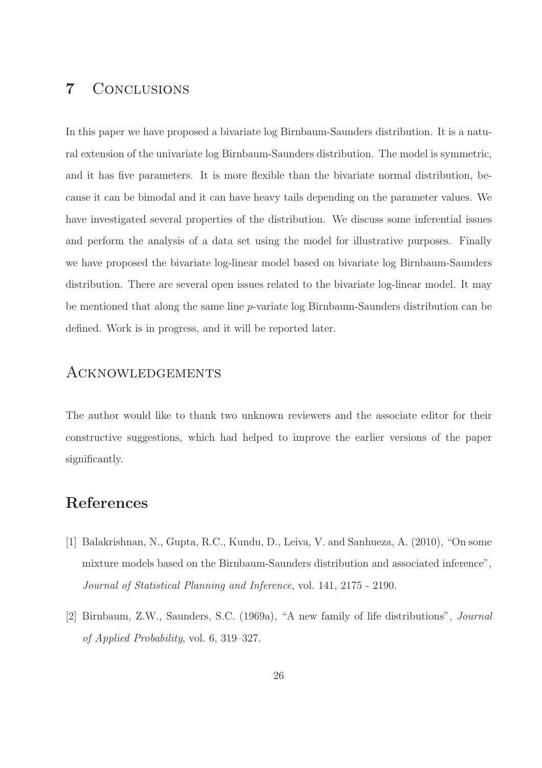## 7 Conclusions

In this paper we have proposed a bivariate log Birnbaum-Saunders distribution. It is a natural extension of the univariate log Birnbaum-Saunders distribution. The model is symmetric, and it has five parameters. It is more flexible than the bivariate normal distribution, because it can be bimodal and it can have heavy tails depending on the parameter values. We have investigated several properties of the distribution. We discuss some inferential issues and perform the analysis of a data set using the model for illustrative purposes. Finally we have proposed the bivariate log-linear model based on bivariate log Birnbaum-Saunders distribution. There are several open issues related to the bivariate log-linear model. It may be mentioned that along the same line $p$-variate log Birnbaum-Saunders distribution can be defined. Work is in progress, and it will be reported later.

## Acknowledgements

The author would like to thank two unknown reviewers and the associate editor for their constructive suggestions, which had helped to improve the earlier versions of the paper significantly.

## References

[1] Balakrishnan, N., Gupta, R.C., Kundu, D., Leiva, V. and Sanhueza, A. (2010), "On some mixture models based on the Birnbaum-Saunders distribution and associated inference", *Journal of Statistical Planning and Inference*, vol. 141, 2175 - 2190.

[2] Birnbaum, Z.W., Saunders, S.C. (1969a), "A new family of life distributions", *Journal of Applied Probability*, vol. 6, 319–327.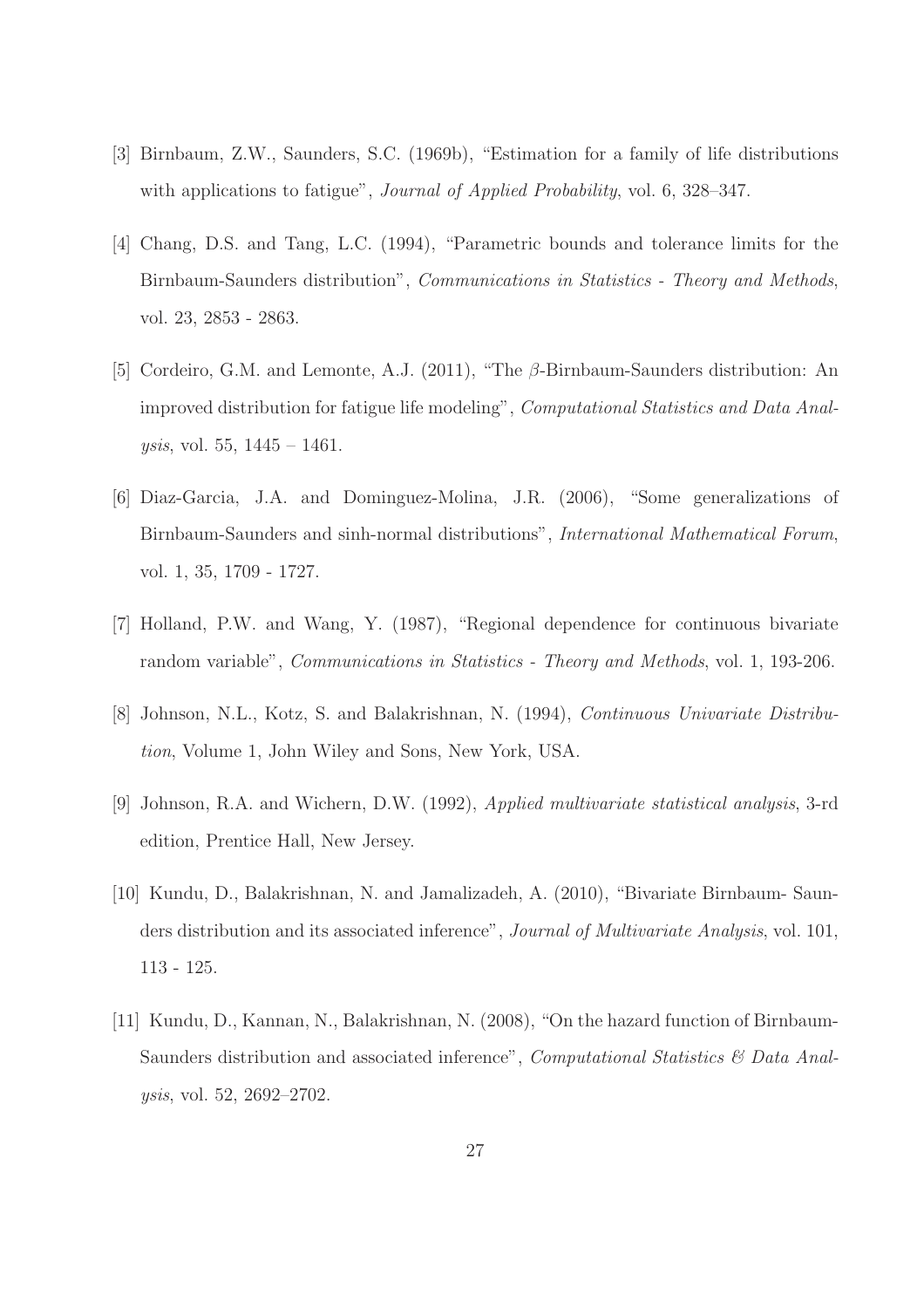[3] Birnbaum, Z.W., Saunders, S.C. (1969b), "Estimation for a family of life distributions with applications to fatigue", *Journal of Applied Probability*, vol. 6, 328–347.

[4] Chang, D.S. and Tang, L.C. (1994), "Parametric bounds and tolerance limits for the Birnbaum-Saunders distribution", *Communications in Statistics - Theory and Methods*, vol. 23, 2853 - 2863.

[5] Cordeiro, G.M. and Lemonte, A.J. (2011), "The $\beta$-Birnbaum-Saunders distribution: An improved distribution for fatigue life modeling", *Computational Statistics and Data Analysis*, vol. 55, 1445 – 1461.

[6] Diaz-Garcia, J.A. and Dominguez-Molina, J.R. (2006), "Some generalizations of Birnbaum-Saunders and sinh-normal distributions", *International Mathematical Forum*, vol. 1, 35, 1709 - 1727.

[7] Holland, P.W. and Wang, Y. (1987), "Regional dependence for continuous bivariate random variable", *Communications in Statistics - Theory and Methods*, vol. 1, 193-206.

[8] Johnson, N.L., Kotz, S. and Balakrishnan, N. (1994), *Continuous Univariate Distribution*, Volume 1, John Wiley and Sons, New York, USA.

[9] Johnson, R.A. and Wichern, D.W. (1992), *Applied multivariate statistical analysis*, 3-rd edition, Prentice Hall, New Jersey.

[10] Kundu, D., Balakrishnan, N. and Jamalizadeh, A. (2010), "Bivariate Birnbaum- Saunders distribution and its associated inference", *Journal of Multivariate Analysis*, vol. 101, 113 - 125.

[11] Kundu, D., Kannan, N., Balakrishnan, N. (2008), "On the hazard function of Birnbaum-Saunders distribution and associated inference", *Computational Statistics & Data Analysis*, vol. 52, 2692–2702.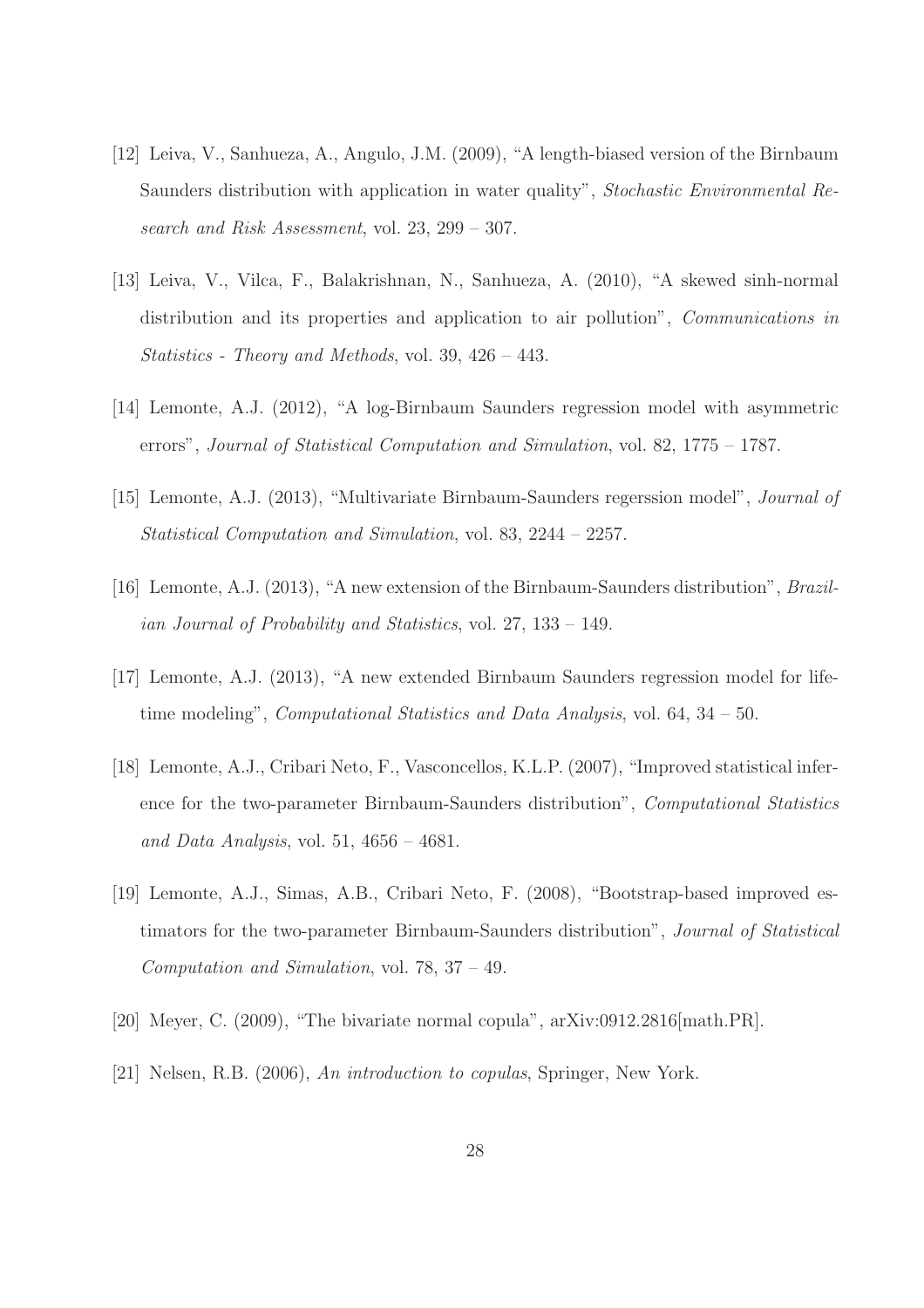[12] Leiva, V., Sanhueza, A., Angulo, J.M. (2009), "A length-biased version of the Birnbaum Saunders distribution with application in water quality", *Stochastic Environmental Research and Risk Assessment*, vol. 23, 299 – 307.

[13] Leiva, V., Vilca, F., Balakrishnan, N., Sanhueza, A. (2010), "A skewed sinh-normal distribution and its properties and application to air pollution", *Communications in Statistics - Theory and Methods*, vol. 39, 426 – 443.

[14] Lemonte, A.J. (2012), "A log-Birnbaum Saunders regression model with asymmetric errors", *Journal of Statistical Computation and Simulation*, vol. 82, 1775 – 1787.

[15] Lemonte, A.J. (2013), "Multivariate Birnbaum-Saunders regerssion model", *Journal of Statistical Computation and Simulation*, vol. 83, 2244 – 2257.

[16] Lemonte, A.J. (2013), "A new extension of the Birnbaum-Saunders distribution", *Brazilian Journal of Probability and Statistics*, vol. 27, 133 – 149.

[17] Lemonte, A.J. (2013), "A new extended Birnbaum Saunders regression model for lifetime modeling", *Computational Statistics and Data Analysis*, vol. 64, 34 – 50.

[18] Lemonte, A.J., Cribari Neto, F., Vasconcellos, K.L.P. (2007), "Improved statistical inference for the two-parameter Birnbaum-Saunders distribution", *Computational Statistics and Data Analysis*, vol. 51, 4656 – 4681.

[19] Lemonte, A.J., Simas, A.B., Cribari Neto, F. (2008), "Bootstrap-based improved estimators for the two-parameter Birnbaum-Saunders distribution", *Journal of Statistical Computation and Simulation*, vol. 78, 37 – 49.

[20] Meyer, C. (2009), "The bivariate normal copula", arXiv:0912.2816[math.PR].

[21] Nelsen, R.B. (2006), *An introduction to copulas*, Springer, New York.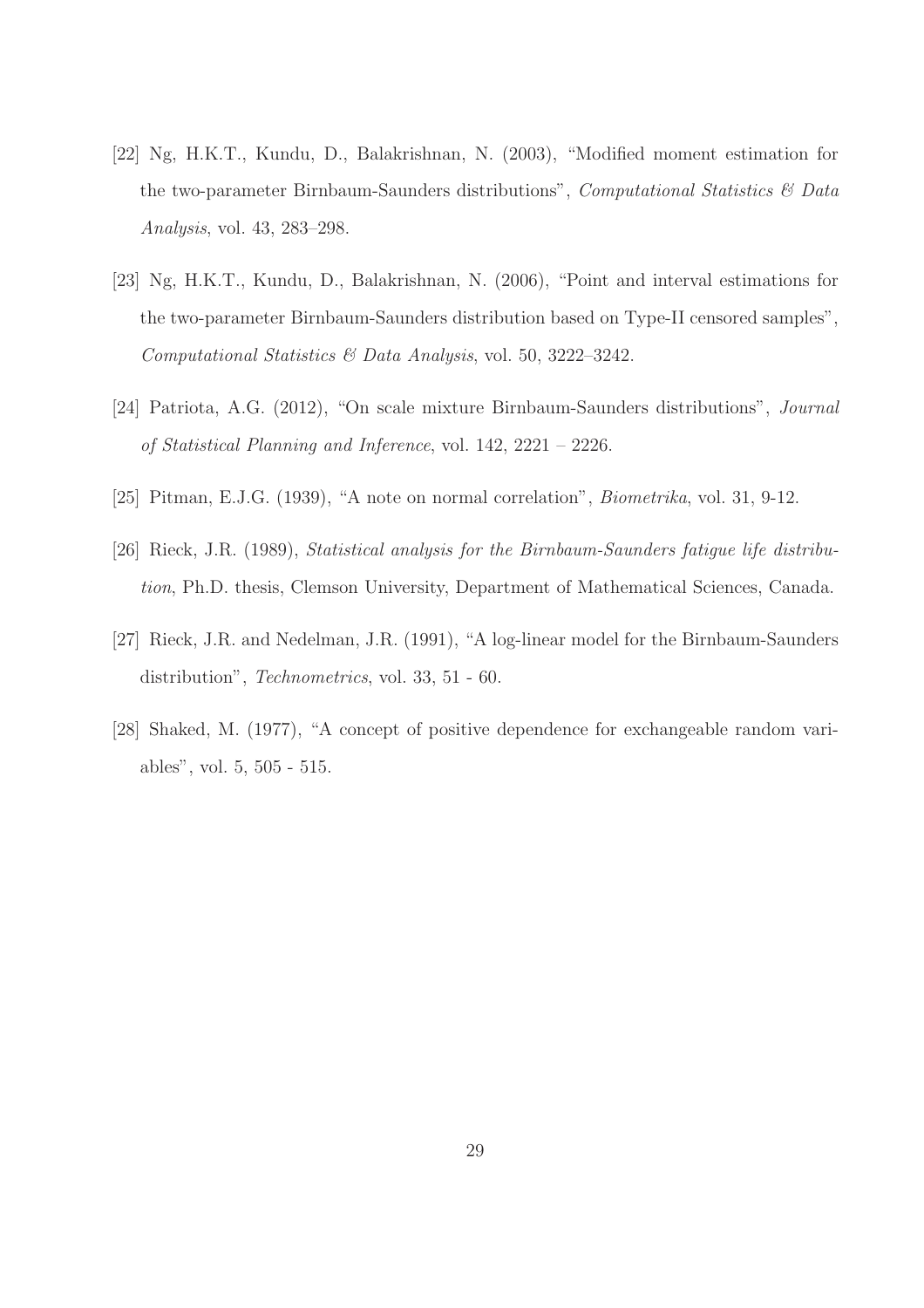[22] Ng, H.K.T., Kundu, D., Balakrishnan, N. (2003), "Modified moment estimation for the two-parameter Birnbaum-Saunders distributions", *Computational Statistics & Data Analysis*, vol. 43, 283–298.

[23] Ng, H.K.T., Kundu, D., Balakrishnan, N. (2006), "Point and interval estimations for the two-parameter Birnbaum-Saunders distribution based on Type-II censored samples", *Computational Statistics & Data Analysis*, vol. 50, 3222–3242.

[24] Patriota, A.G. (2012), "On scale mixture Birnbaum-Saunders distributions", *Journal of Statistical Planning and Inference*, vol. 142, 2221 – 2226.

[25] Pitman, E.J.G. (1939), "A note on normal correlation", *Biometrika*, vol. 31, 9-12.

[26] Rieck, J.R. (1989), *Statistical analysis for the Birnbaum-Saunders fatigue life distribution*, Ph.D. thesis, Clemson University, Department of Mathematical Sciences, Canada.

[27] Rieck, J.R. and Nedelman, J.R. (1991), "A log-linear model for the Birnbaum-Saunders distribution", *Technometrics*, vol. 33, 51 - 60.

[28] Shaked, M. (1977), "A concept of positive dependence for exchangeable random variables", vol. 5, 505 - 515.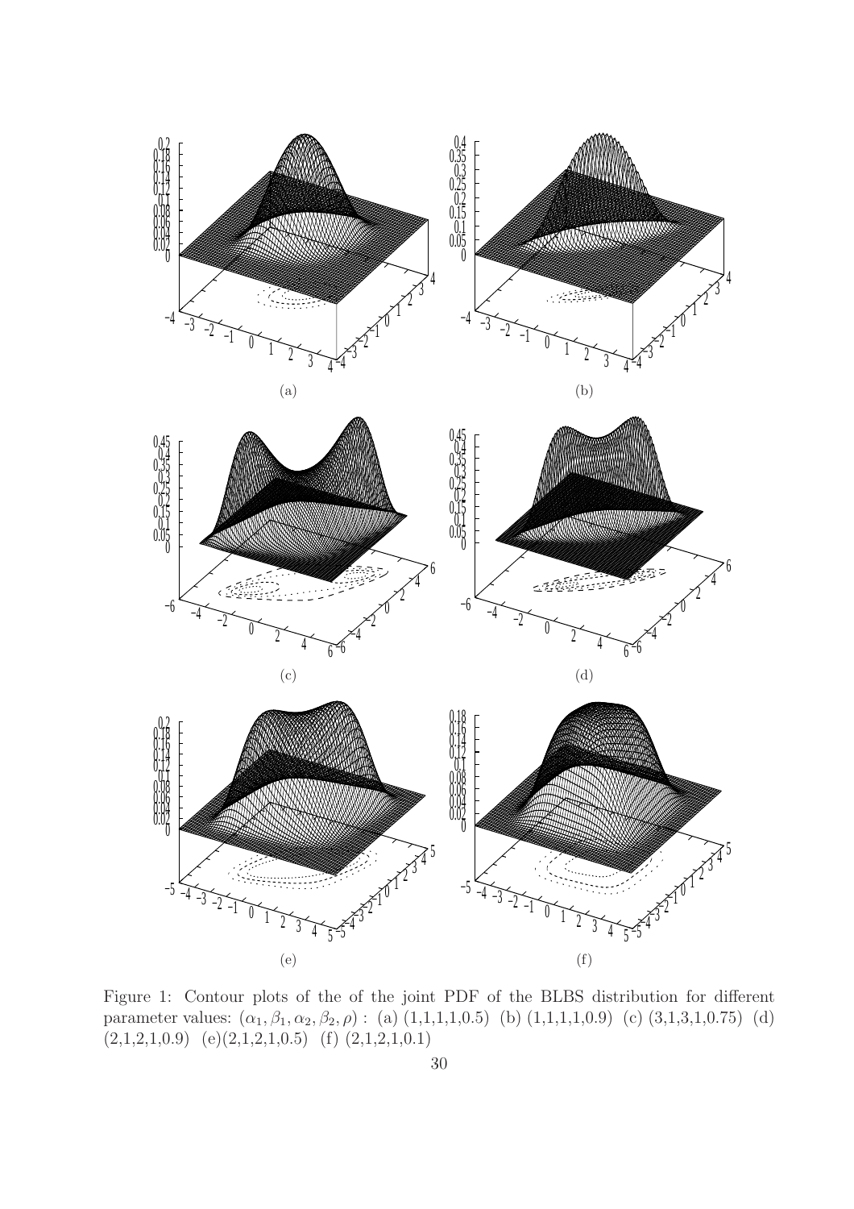(a)

(b)

(c)

(d)

(e)

(f)

Figure 1: Contour plots of the of the joint PDF of the BLBS distribution for different parameter values: $(\alpha_1, \beta_1, \alpha_2, \beta_2, \rho)$ : (a) (1,1,1,1,0.5) (b) (1,1,1,1,0.9) (c) (3,1,3,1,0.75) (d) (2,1,2,1,0.9) (e)(2,1,2,1,0.5) (f) (2,1,2,1,0.1)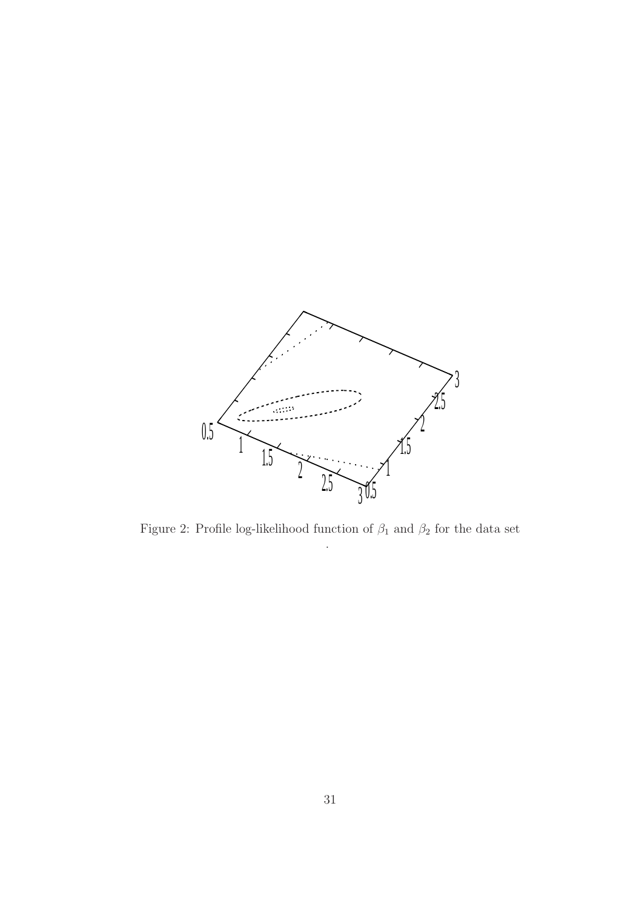0.5
1
1.5
2
2.5
3
0.5
1
1.5
2
2.5
3

Figure 2: Profile log-likelihood function of $\beta_1$ and $\beta_2$ for the data set

.